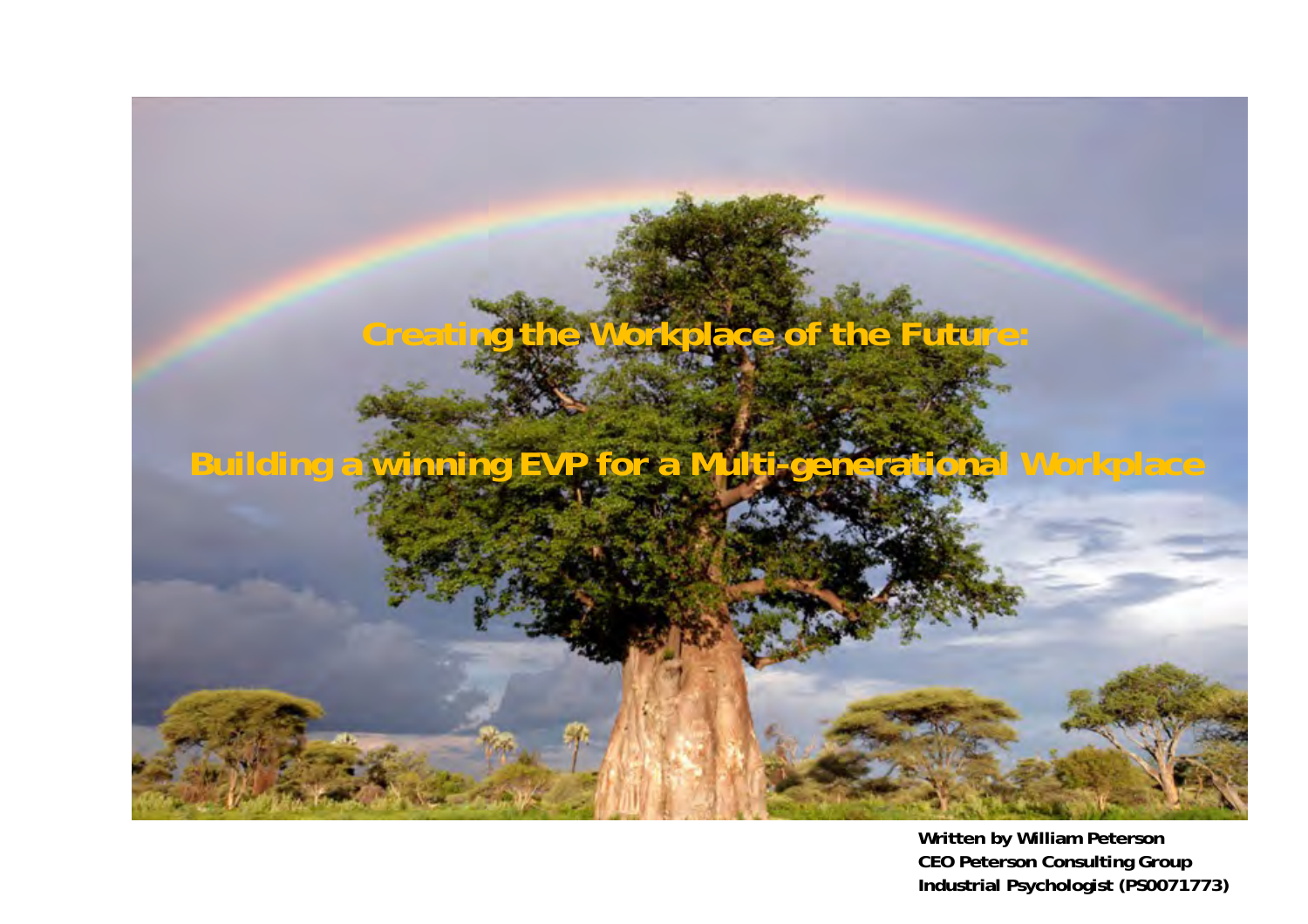# Creating the Workplace of the Future:

## Building a winning EVP for a Multi-generational Workplace

**Written by William Peterson**
**CEO Peterson Consulting Group**
**Industrial Psychologist (PS0071773)**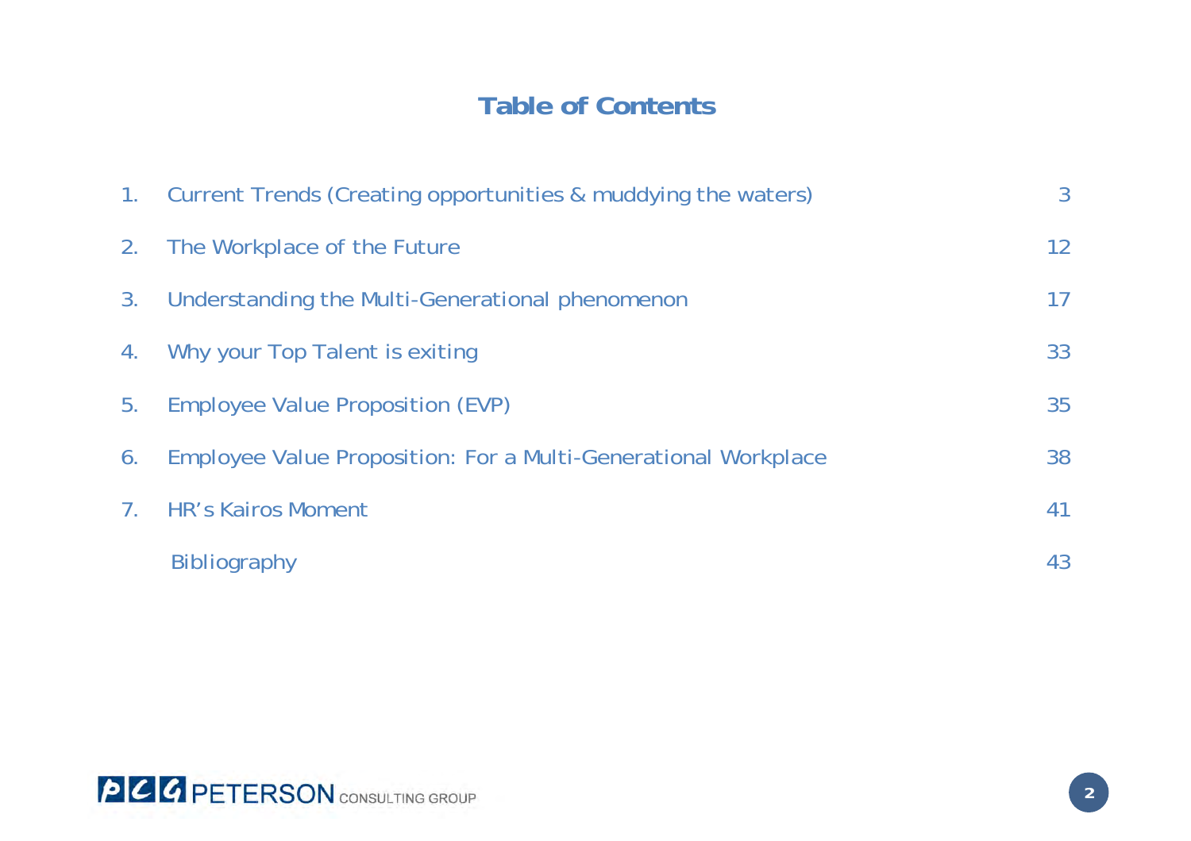# Table of Contents

| | | |
|---|---|---|
| 1. | Current Trends (Creating opportunities & muddying the waters) | 3 |
| 2. | The Workplace of the Future | 12 |
| 3. | Understanding the Multi-Generational phenomenon | 17 |
| 4. | Why your Top Talent is exiting | 33 |
| 5. | Employee Value Proposition (EVP) | 35 |
| 6. | Employee Value Proposition: For a Multi-Generational Workplace | 38 |
| 7. | HR's Kairos Moment | 41 |
| | Bibliography | 43 |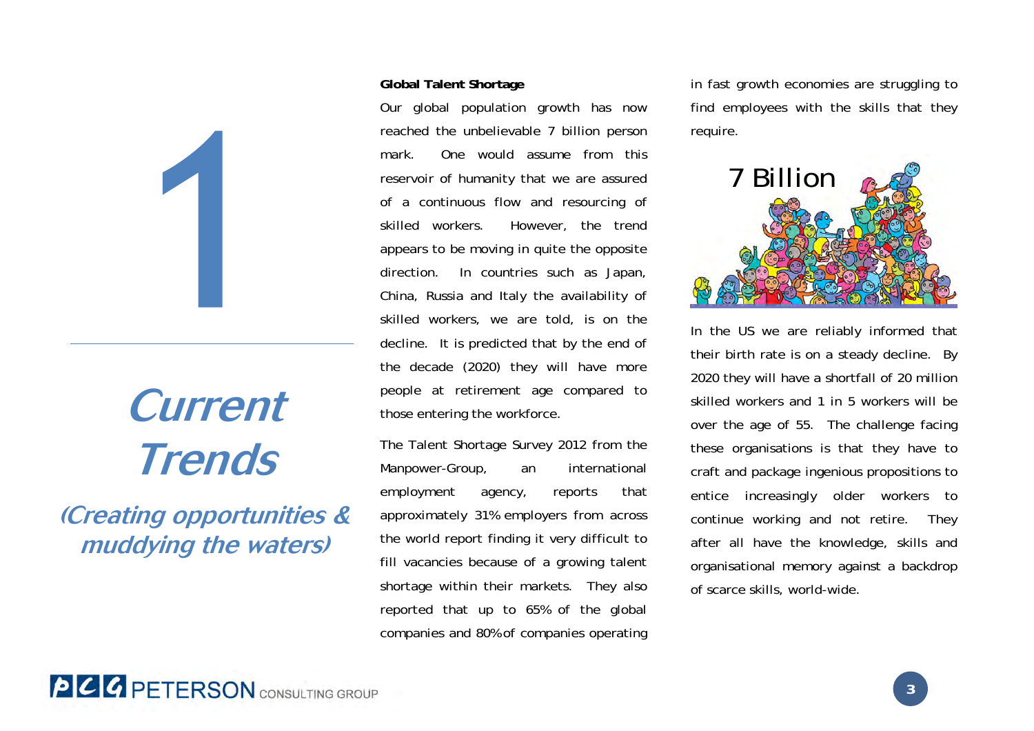# 1

# Current Trends

## *(Creating opportunities & muddying the waters)*

**Global Talent Shortage**

Our global population growth has now reached the unbelievable 7 billion person mark. One would assume from this reservoir of humanity that we are assured of a continuous flow and resourcing of skilled workers. However, the trend appears to be moving in quite the opposite direction. In countries such as Japan, China, Russia and Italy the availability of skilled workers, we are told, is on the decline. It is predicted that by the end of the decade (2020) they will have more people at retirement age compared to those entering the workforce.

The Talent Shortage Survey 2012 from the Manpower-Group, an international employment agency, reports that approximately 31% employers from across the world report finding it very difficult to fill vacancies because of a growing talent shortage within their markets. They also reported that up to 65% of the global companies and 80% of companies operating in fast growth economies are struggling to find employees with the skills that they require.

7 Billion

In the US we are reliably informed that their birth rate is on a steady decline. By 2020 they will have a shortfall of 20 million skilled workers and 1 in 5 workers will be over the age of 55. The challenge facing these organisations is that they have to craft and package ingenious propositions to entice increasingly older workers to continue working and not retire. They after all have the knowledge, skills and organisational memory against a backdrop of scarce skills, world-wide.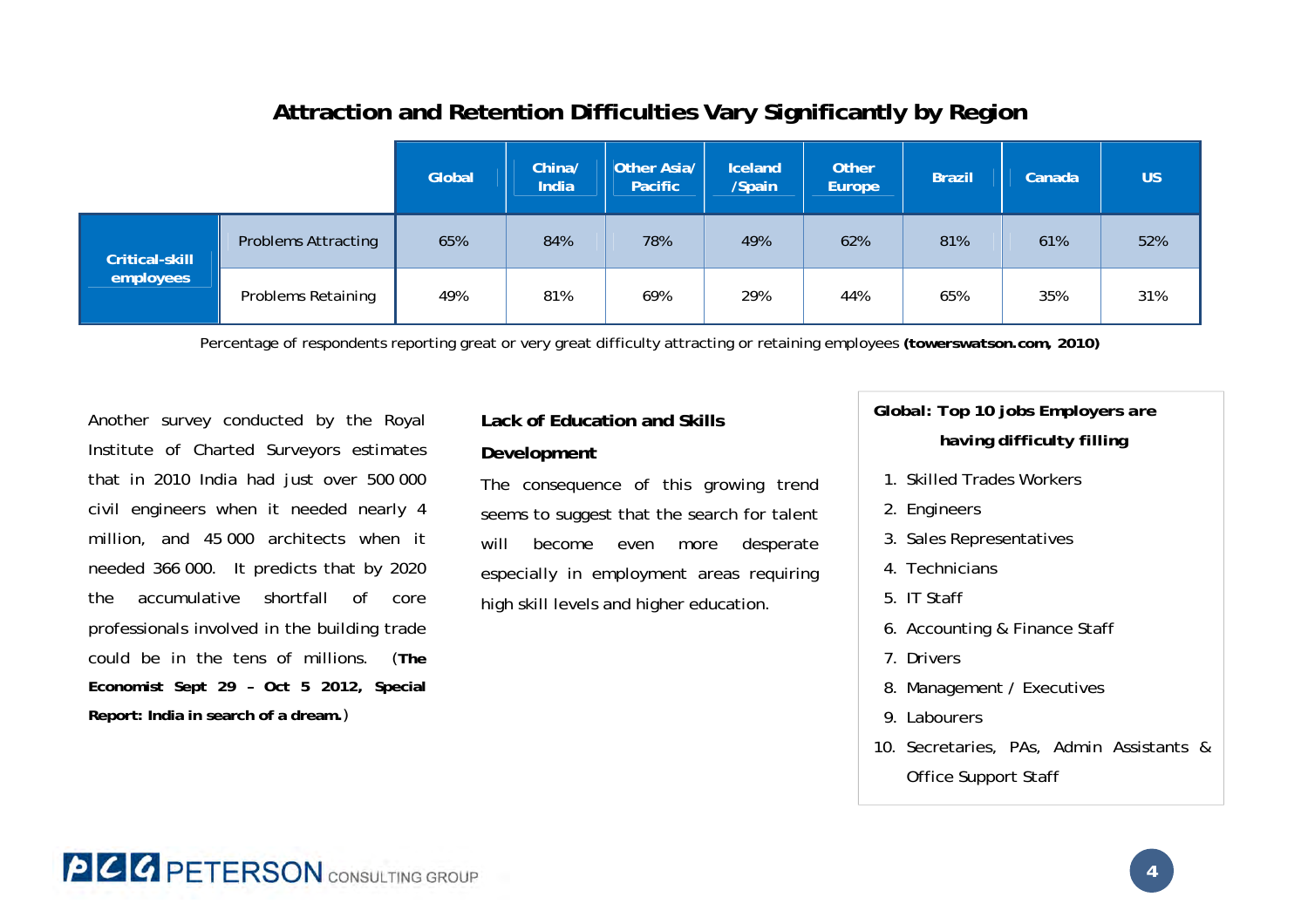## Attraction and Retention Difficulties Vary Significantly by Region

| | | Global | China/ India | Other Asia/ Pacific | Iceland /Spain | Other Europe | Brazil | Canada | US |
|---|---|---|---|---|---|---|---|---|---|
| **Critical-skill employees** | Problems Attracting | 65% | 84% | 78% | 49% | 62% | 81% | 61% | 52% |
| | Problems Retaining | 49% | 81% | 69% | 29% | 44% | 65% | 35% | 31% |

Percentage of respondents reporting great or very great difficulty attracting or retaining employees **(towerswatson.com, 2010)**

Another survey conducted by the Royal Institute of Charted Surveyors estimates that in 2010 India had just over 500 000 civil engineers when it needed nearly 4 million, and 45 000 architects when it needed 366 000. It predicts that by 2020 the accumulative shortfall of core professionals involved in the building trade could be in the tens of millions. (**The Economist Sept 29 – Oct 5 2012, Special Report: India in search of a dream.**)

**Lack of Education and Skills Development**

The consequence of this growing trend seems to suggest that the search for talent will become even more desperate especially in employment areas requiring high skill levels and higher education.

**Global: Top 10 jobs Employers are having difficulty filling**

1. Skilled Trades Workers
2. Engineers
3. Sales Representatives
4. Technicians
5. IT Staff
6. Accounting & Finance Staff
7. Drivers
8. Management / Executives
9. Labourers
10. Secretaries, PAs, Admin Assistants & Office Support Staff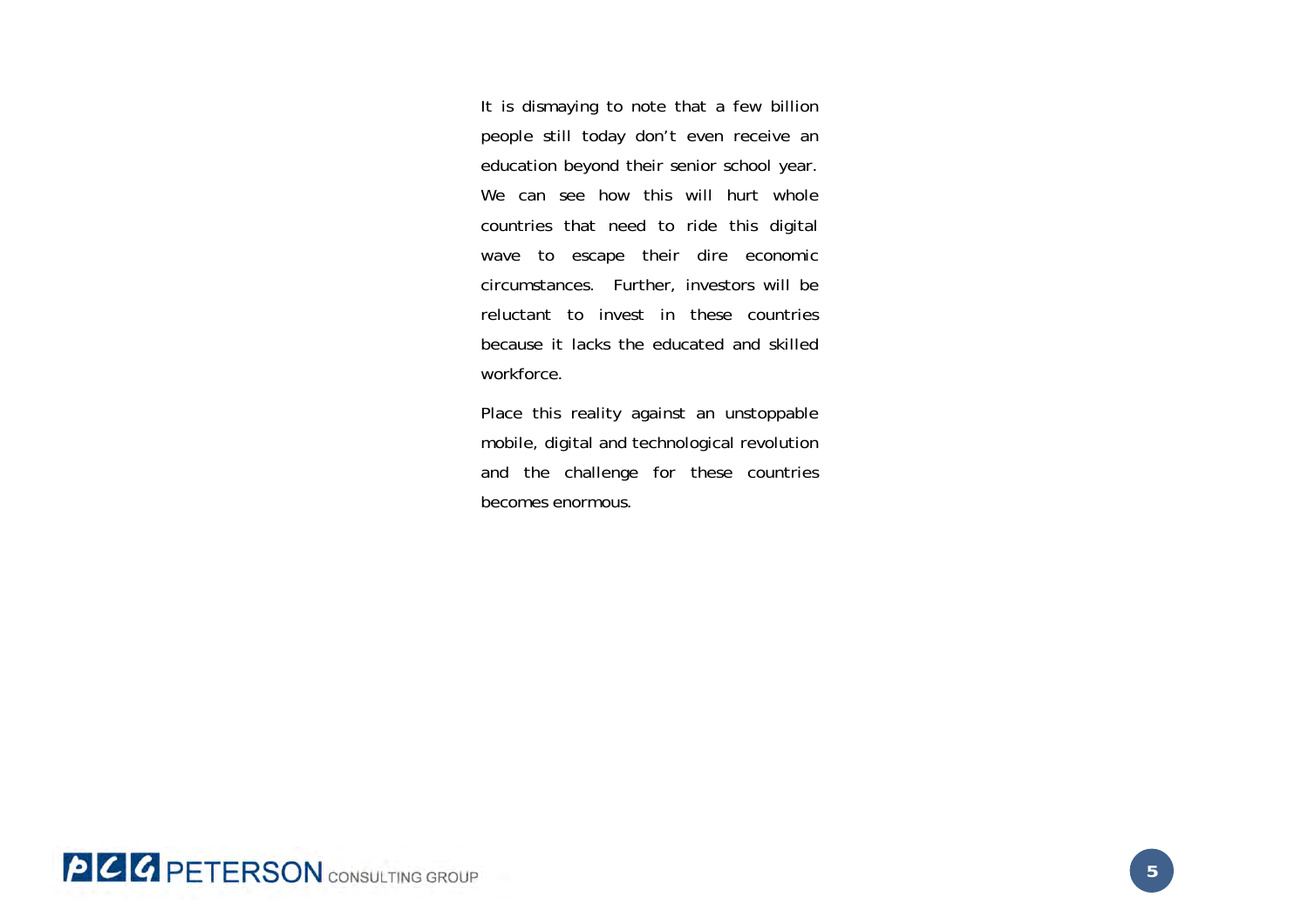It is dismaying to note that a few billion people still today don't even receive an education beyond their senior school year. We can see how this will hurt whole countries that need to ride this digital wave to escape their dire economic circumstances. Further, investors will be reluctant to invest in these countries because it lacks the educated and skilled workforce.

Place this reality against an unstoppable mobile, digital and technological revolution and the challenge for these countries becomes enormous.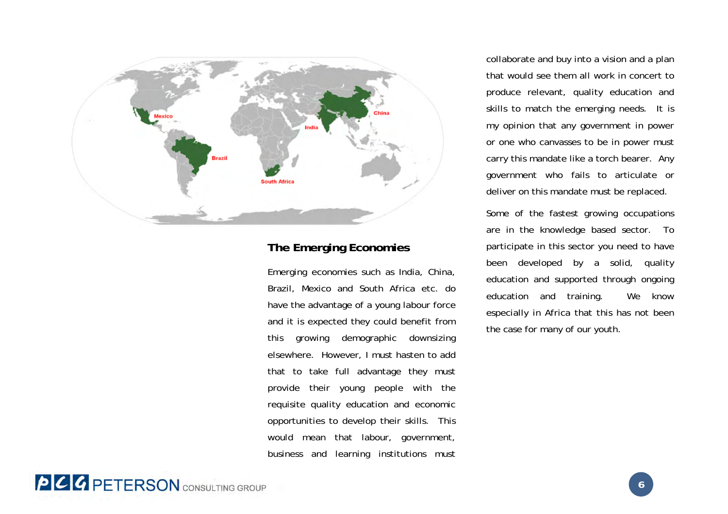## The Emerging Economies

Emerging economies such as India, China, Brazil, Mexico and South Africa etc. do have the advantage of a young labour force and it is expected they could benefit from this growing demographic downsizing elsewhere. However, I must hasten to add that to take full advantage they must provide their young people with the requisite quality education and economic opportunities to develop their skills. This would mean that labour, government, business and learning institutions must collaborate and buy into a vision and a plan that would see them all work in concert to produce relevant, quality education and skills to match the emerging needs. It is my opinion that any government in power or one who canvasses to be in power must carry this mandate like a torch bearer. Any government who fails to articulate or deliver on this mandate must be replaced.

Some of the fastest growing occupations are in the knowledge based sector. To participate in this sector you need to have been developed by a solid, quality education and supported through ongoing education and training. We know especially in Africa that this has not been the case for many of our youth.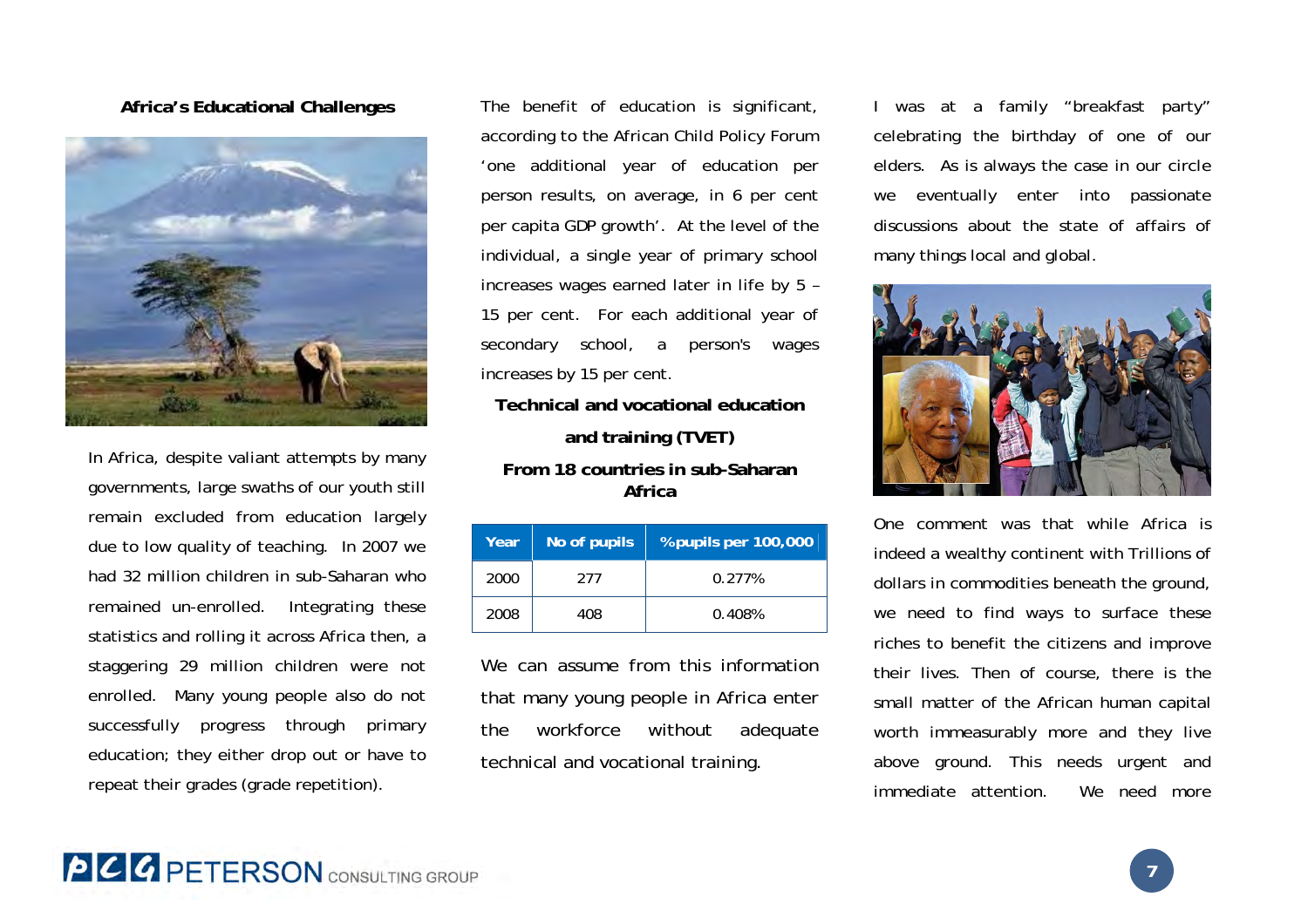## Africa's Educational Challenges

In Africa, despite valiant attempts by many governments, large swaths of our youth still remain excluded from education largely due to low quality of teaching. In 2007 we had 32 million children in sub-Saharan who remained un-enrolled. Integrating these statistics and rolling it across Africa then, a staggering 29 million children were not enrolled. Many young people also do not successfully progress through primary education; they either drop out or have to repeat their grades (grade repetition).

The benefit of education is significant, according to the African Child Policy Forum 'one additional year of education per person results, on average, in 6 per cent per capita GDP growth'. At the level of the individual, a single year of primary school increases wages earned later in life by 5 – 15 per cent. For each additional year of secondary school, a person's wages increases by 15 per cent.

### Technical and vocational education and training (TVET)

**From 18 countries in sub-Saharan Africa**

| Year | No of pupils | %pupils per 100,000 |
|---|---|---|
| 2000 | 277 | 0.277% |
| 2008 | 408 | 0.408% |

We can assume from this information that many young people in Africa enter the workforce without adequate technical and vocational training.

I was at a family "breakfast party" celebrating the birthday of one of our elders. As is always the case in our circle we eventually enter into passionate discussions about the state of affairs of many things local and global.

One comment was that while Africa is indeed a wealthy continent with Trillions of dollars in commodities beneath the ground, we need to find ways to surface these riches to benefit the citizens and improve their lives. Then of course, there is the small matter of the African human capital worth immeasurably more and they live above ground. This needs urgent and immediate attention. We need more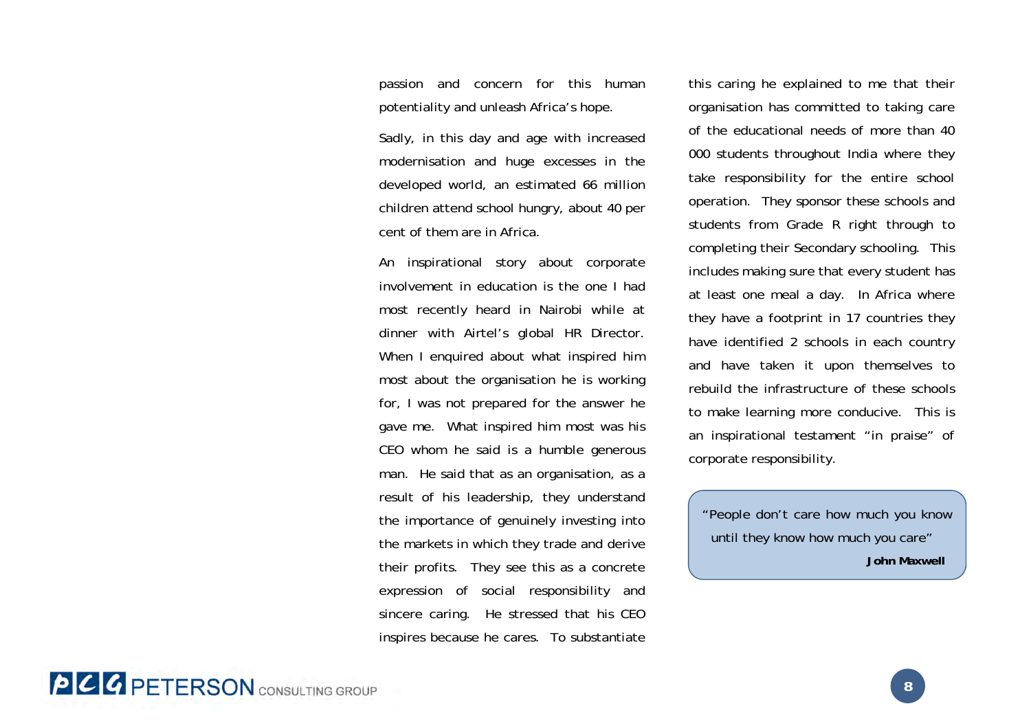passion and concern for this human potentiality and unleash Africa's hope.

Sadly, in this day and age with increased modernisation and huge excesses in the developed world, an estimated 66 million children attend school hungry, about 40 per cent of them are in Africa.

An inspirational story about corporate involvement in education is the one I had most recently heard in Nairobi while at dinner with Airtel's global HR Director. When I enquired about what inspired him most about the organisation he is working for, I was not prepared for the answer he gave me. What inspired him most was his CEO whom he said is a humble generous man. He said that as an organisation, as a result of his leadership, they understand the importance of genuinely investing into the markets in which they trade and derive their profits. They see this as a concrete expression of social responsibility and sincere caring. He stressed that his CEO inspires because he cares. To substantiate this caring he explained to me that their organisation has committed to taking care of the educational needs of more than 40 000 students throughout India where they take responsibility for the entire school operation. They sponsor these schools and students from Grade R right through to completing their Secondary schooling. This includes making sure that every student has at least one meal a day. In Africa where they have a footprint in 17 countries they have identified 2 schools in each country and have taken it upon themselves to rebuild the infrastructure of these schools to make learning more conducive. This is an inspirational testament "in praise" of corporate responsibility.

> "People don't care how much you know until they know how much you care"
>
> **John Maxwell**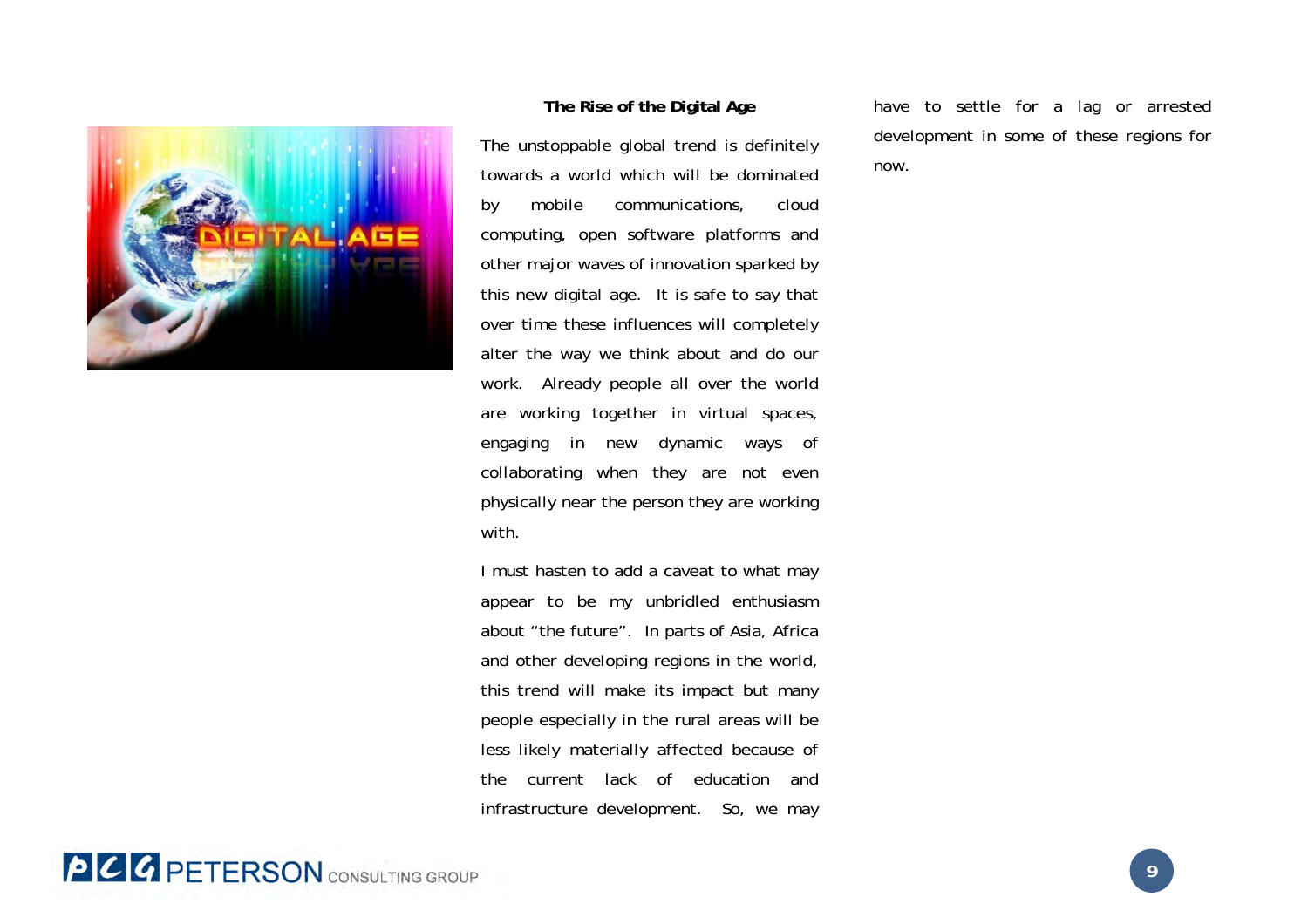### The Rise of the Digital Age

The unstoppable global trend is definitely towards a world which will be dominated by mobile communications, cloud computing, open software platforms and other major waves of innovation sparked by this new digital age. It is safe to say that over time these influences will completely alter the way we think about and do our work. Already people all over the world are working together in virtual spaces, engaging in new dynamic ways of collaborating when they are not even physically near the person they are working with.

I must hasten to add a caveat to what may appear to be my unbridled enthusiasm about "the future". In parts of Asia, Africa and other developing regions in the world, this trend will make its impact but many people especially in the rural areas will be less likely materially affected because of the current lack of education and infrastructure development. So, we may have to settle for a lag or arrested development in some of these regions for now.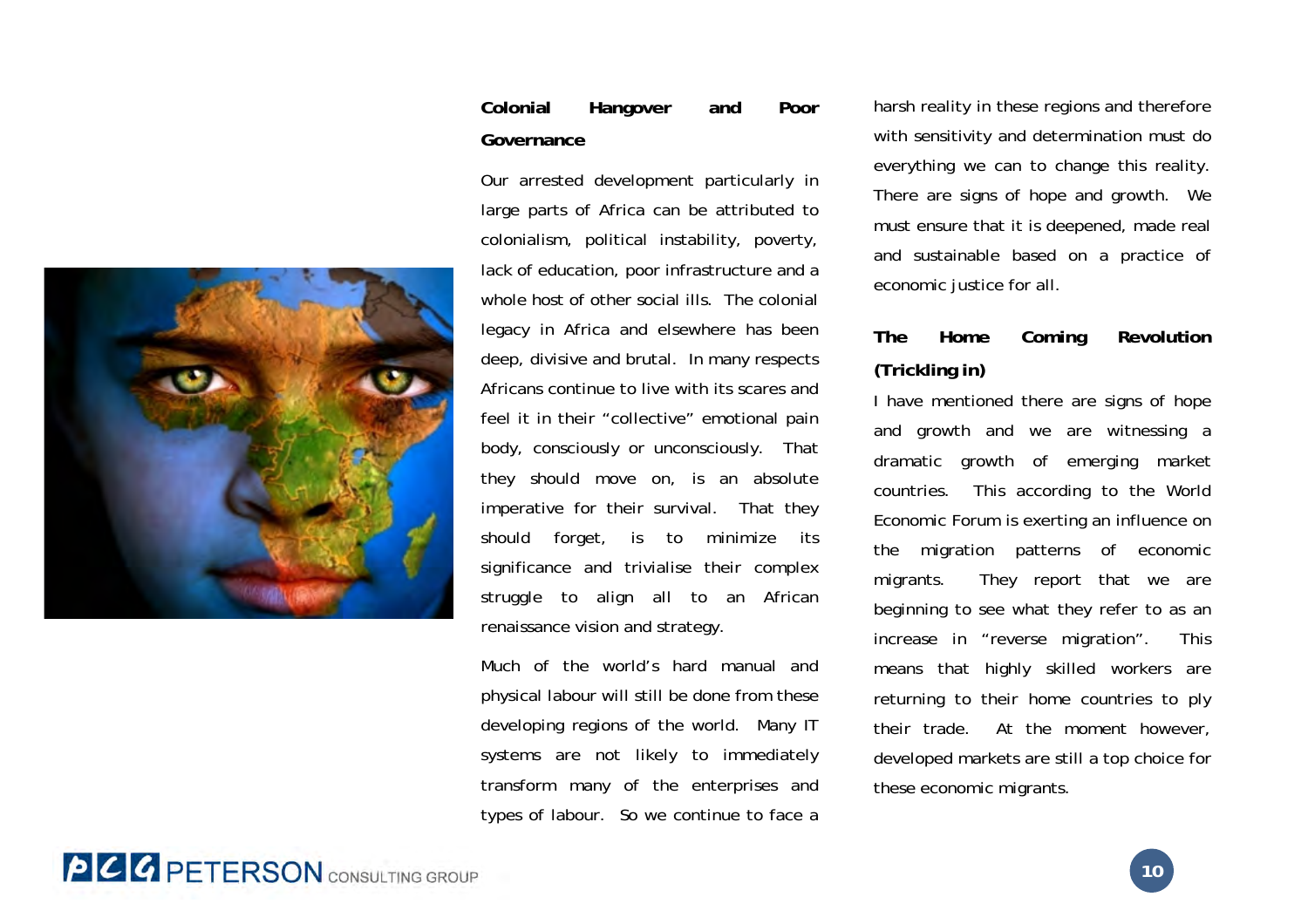## Colonial Hangover and Poor Governance

Our arrested development particularly in large parts of Africa can be attributed to colonialism, political instability, poverty, lack of education, poor infrastructure and a whole host of other social ills. The colonial legacy in Africa and elsewhere has been deep, divisive and brutal. In many respects Africans continue to live with its scares and feel it in their "collective" emotional pain body, consciously or unconsciously. That they should move on, is an absolute imperative for their survival. That they should forget, is to minimize its significance and trivialise their complex struggle to align all to an African renaissance vision and strategy.

Much of the world's hard manual and physical labour will still be done from these developing regions of the world. Many IT systems are not likely to immediately transform many of the enterprises and types of labour. So we continue to face a harsh reality in these regions and therefore with sensitivity and determination must do everything we can to change this reality. There are signs of hope and growth. We must ensure that it is deepened, made real and sustainable based on a practice of economic justice for all.

## The Home Coming Revolution (Trickling in)

I have mentioned there are signs of hope and growth and we are witnessing a dramatic growth of emerging market countries. This according to the World Economic Forum is exerting an influence on the migration patterns of economic migrants. They report that we are beginning to see what they refer to as an increase in "reverse migration". This means that highly skilled workers are returning to their home countries to ply their trade. At the moment however, developed markets are still a top choice for these economic migrants.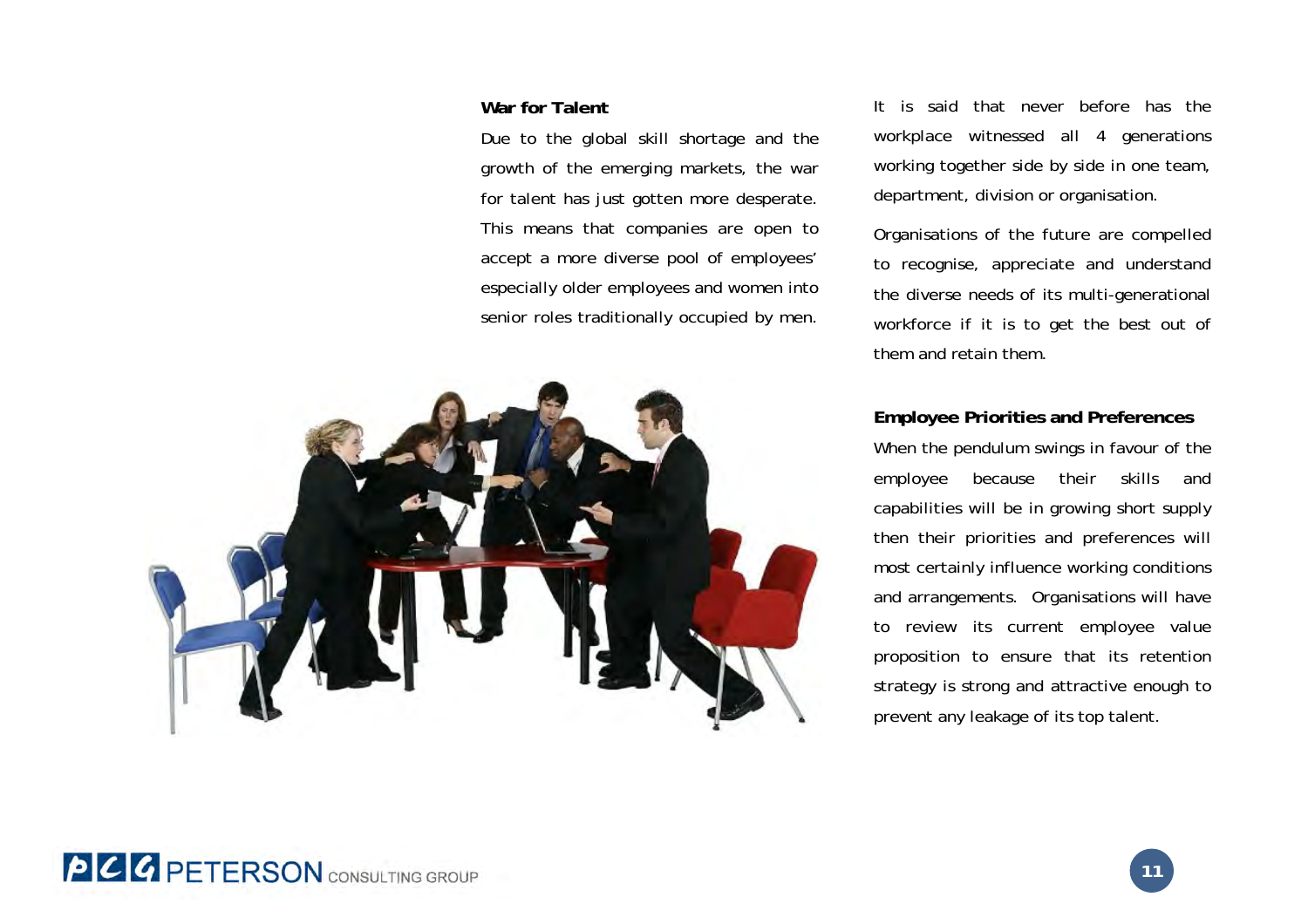## War for Talent

Due to the global skill shortage and the growth of the emerging markets, the war for talent has just gotten more desperate. This means that companies are open to accept a more diverse pool of employees' especially older employees and women into senior roles traditionally occupied by men.

It is said that never before has the workplace witnessed all 4 generations working together side by side in one team, department, division or organisation.

Organisations of the future are compelled to recognise, appreciate and understand the diverse needs of its multi-generational workforce if it is to get the best out of them and retain them.

## Employee Priorities and Preferences

When the pendulum swings in favour of the employee because their skills and capabilities will be in growing short supply then their priorities and preferences will most certainly influence working conditions and arrangements. Organisations will have to review its current employee value proposition to ensure that its retention strategy is strong and attractive enough to prevent any leakage of its top talent.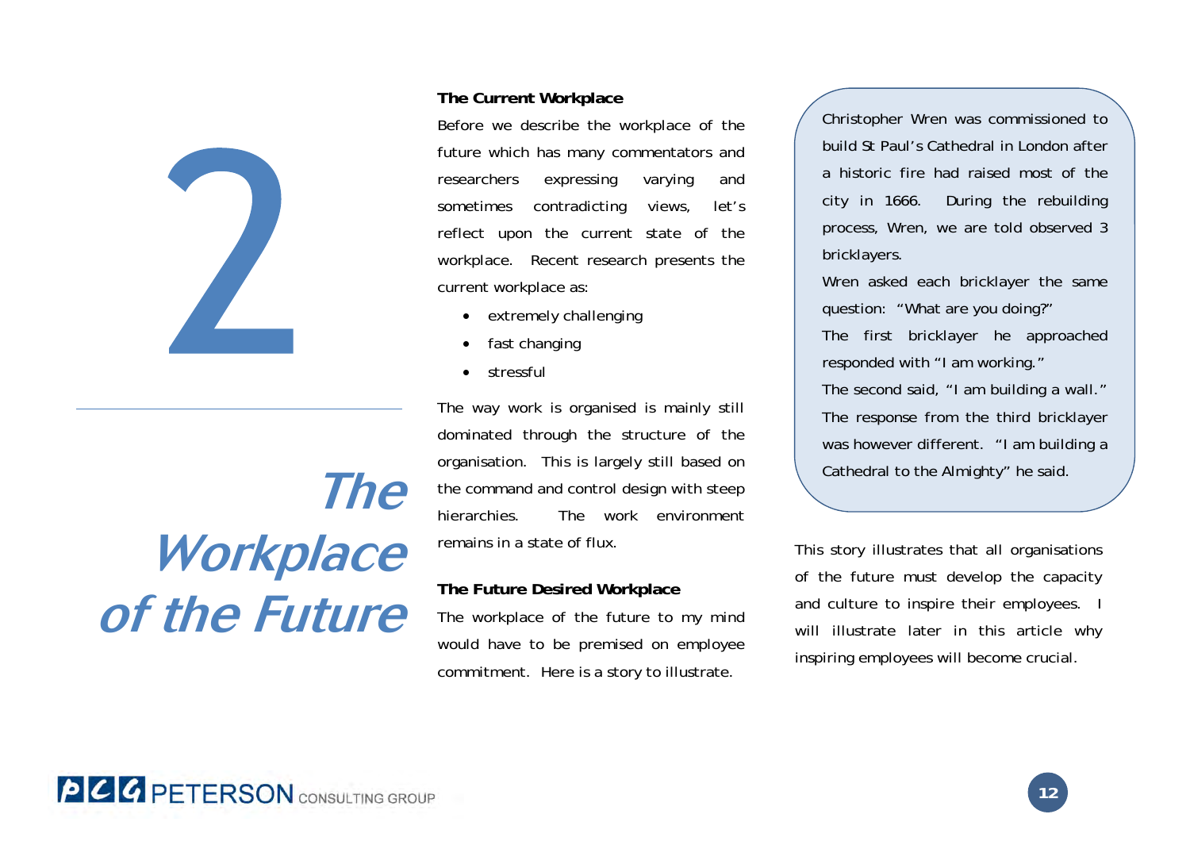# 2 The Workplace of the Future

### The Current Workplace

Before we describe the workplace of the future which has many commentators and researchers expressing varying and sometimes contradicting views, let's reflect upon the current state of the workplace. Recent research presents the current workplace as:

- extremely challenging
- fast changing
- stressful

The way work is organised is mainly still dominated through the structure of the organisation. This is largely still based on the command and control design with steep hierarchies. The work environment remains in a state of flux.

### The Future Desired Workplace

The workplace of the future to my mind would have to be premised on employee commitment. Here is a story to illustrate.

> Christopher Wren was commissioned to build St Paul's Cathedral in London after a historic fire had raised most of the city in 1666. During the rebuilding process, Wren, we are told observed 3 bricklayers.
>
> Wren asked each bricklayer the same question: "What are you doing?"
>
> The first bricklayer he approached responded with "I am working."
>
> The second said, "I am building a wall."
>
> The response from the third bricklayer was however different. "I am building a Cathedral to the Almighty" he said.

This story illustrates that all organisations of the future must develop the capacity and culture to inspire their employees. I will illustrate later in this article why inspiring employees will become crucial.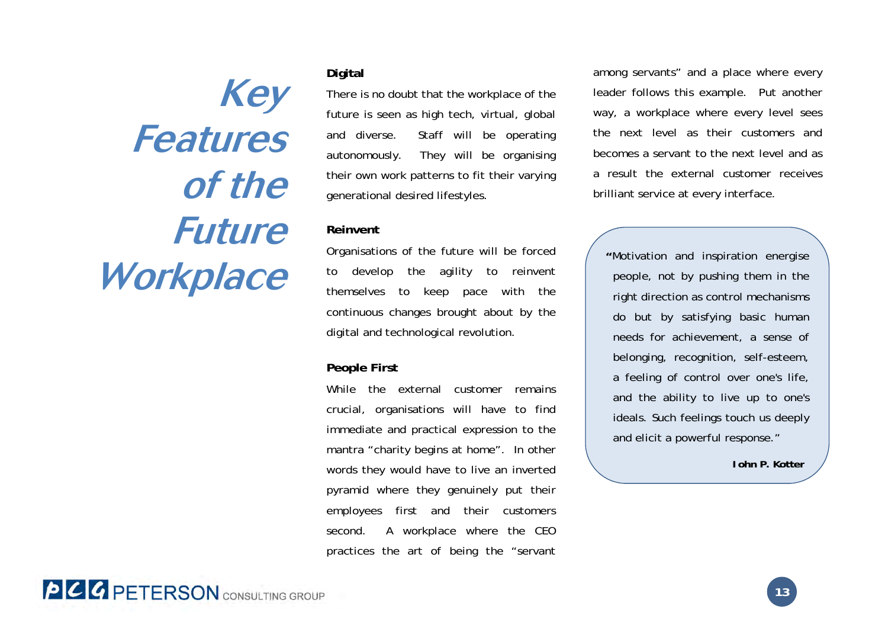# Key Features of the Future Workplace

### Digital

There is no doubt that the workplace of the future is seen as high tech, virtual, global and diverse. Staff will be operating autonomously. They will be organising their own work patterns to fit their varying generational desired lifestyles.

### Reinvent

Organisations of the future will be forced to develop the agility to reinvent themselves to keep pace with the continuous changes brought about by the digital and technological revolution.

### People First

While the external customer remains crucial, organisations will have to find immediate and practical expression to the mantra "charity begins at home". In other words they would have to live an inverted pyramid where they genuinely put their employees first and their customers second. A workplace where the CEO practices the art of being the "servant among servants" and a place where every leader follows this example. Put another way, a workplace where every level sees the next level as their customers and becomes a servant to the next level and as a result the external customer receives brilliant service at every interface.

> "Motivation and inspiration energise people, not by pushing them in the right direction as control mechanisms do but by satisfying basic human needs for achievement, a sense of belonging, recognition, self-esteem, a feeling of control over one's life, and the ability to live up to one's ideals. Such feelings touch us deeply and elicit a powerful response."
>
> **John P. Kotter**

PCG PETERSON CONSULTING GROUP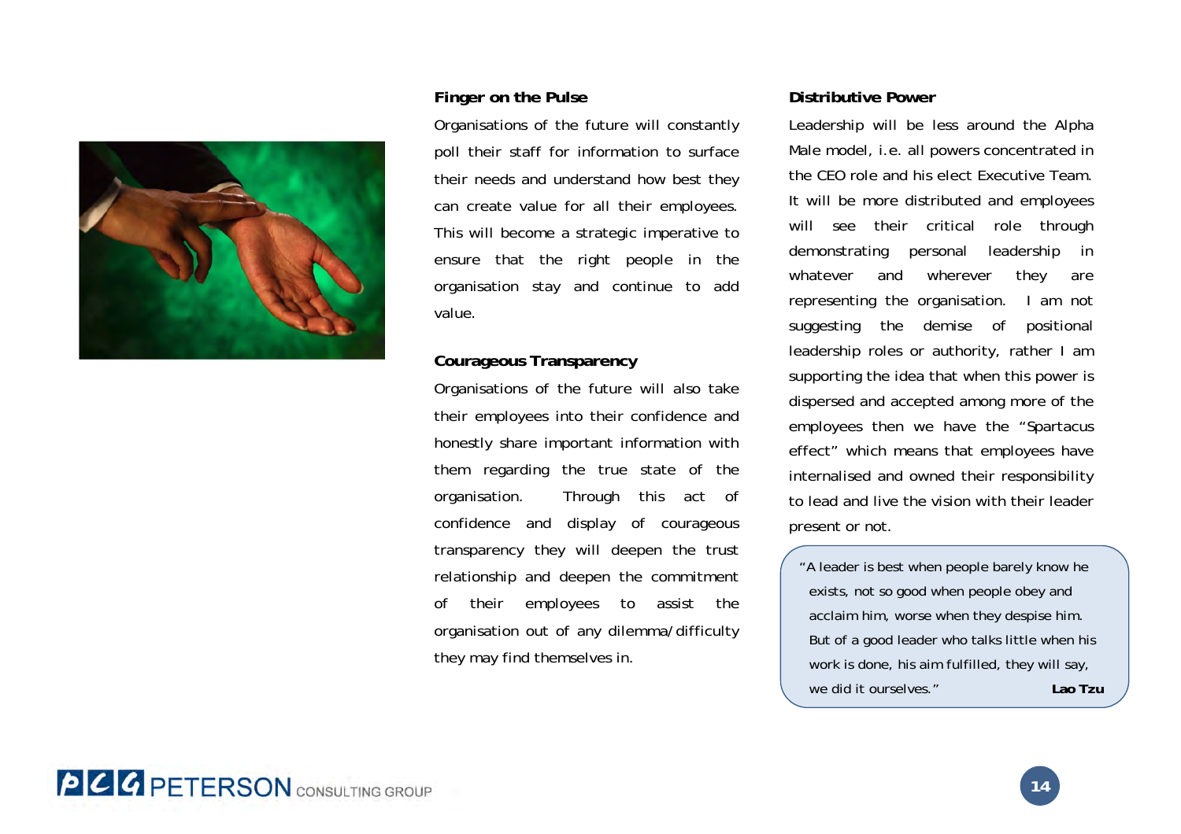### Finger on the Pulse

Organisations of the future will constantly poll their staff for information to surface their needs and understand how best they can create value for all their employees. This will become a strategic imperative to ensure that the right people in the organisation stay and continue to add value.

### Courageous Transparency

Organisations of the future will also take their employees into their confidence and honestly share important information with them regarding the true state of the organisation. Through this act of confidence and display of courageous transparency they will deepen the trust relationship and deepen the commitment of their employees to assist the organisation out of any dilemma/difficulty they may find themselves in.

### Distributive Power

Leadership will be less around the Alpha Male model, i.e. all powers concentrated in the CEO role and his elect Executive Team. It will be more distributed and employees will see their critical role through demonstrating personal leadership in whatever and wherever they are representing the organisation. I am not suggesting the demise of positional leadership roles or authority, rather I am supporting the idea that when this power is dispersed and accepted among more of the employees then we have the "Spartacus effect" which means that employees have internalised and owned their responsibility to lead and live the vision with their leader present or not.

> "A leader is best when people barely know he exists, not so good when people obey and acclaim him, worse when they despise him. But of a good leader who talks little when his work is done, his aim fulfilled, they will say, we did it ourselves." **Lao Tzu**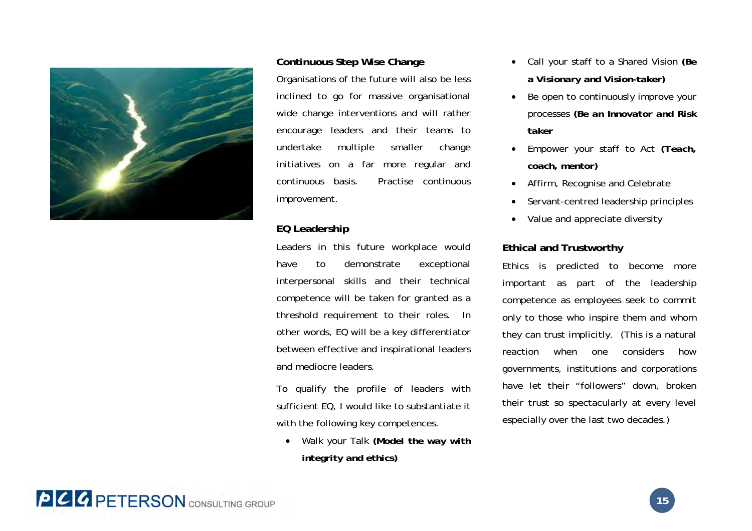**Continuous Step Wise Change**

Organisations of the future will also be less inclined to go for massive organisational wide change interventions and will rather encourage leaders and their teams to undertake multiple smaller change initiatives on a far more regular and continuous basis. Practise continuous improvement.

**EQ Leadership**

Leaders in this future workplace would have to demonstrate exceptional interpersonal skills and their technical competence will be taken for granted as a threshold requirement to their roles. In other words, EQ will be a key differentiator between effective and inspirational leaders and mediocre leaders.

To qualify the profile of leaders with sufficient EQ, I would like to substantiate it with the following key competences.

- Walk your Talk **(Model the way with integrity and ethics)**
- Call your staff to a Shared Vision **(Be a Visionary and Vision-taker)**
- Be open to continuously improve your processes **(Be an Innovator and Risk taker**
- Empower your staff to Act **(Teach, coach, mentor)**
- Affirm, Recognise and Celebrate
- Servant-centred leadership principles
- Value and appreciate diversity

**Ethical and Trustworthy**

Ethics is predicted to become more important as part of the leadership competence as employees seek to commit only to those who inspire them and whom they can trust implicitly. (This is a natural reaction when one considers how governments, institutions and corporations have let their "followers" down, broken their trust so spectacularly at every level especially over the last two decades.)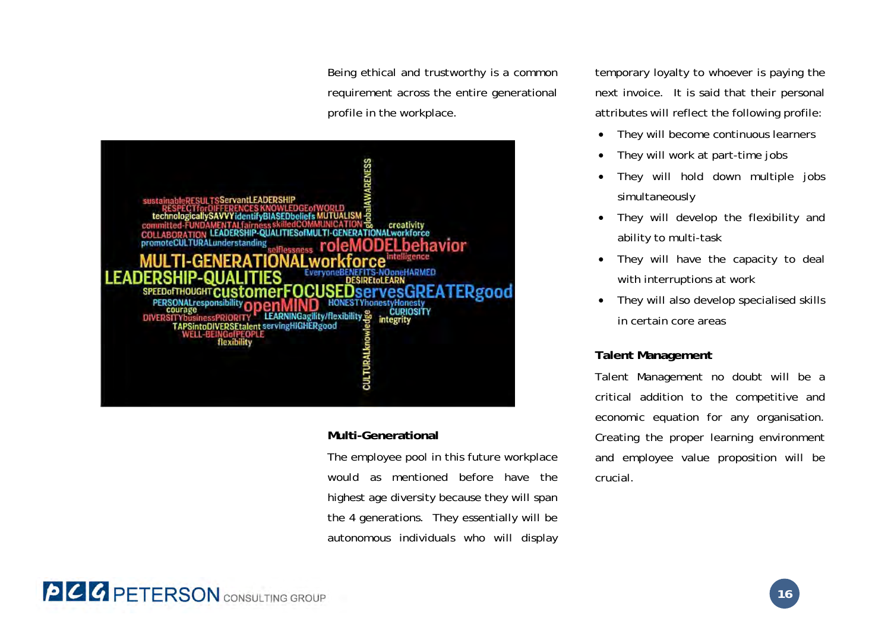Being ethical and trustworthy is a common requirement across the entire generational profile in the workplace.

### Multi-Generational

The employee pool in this future workplace would as mentioned before have the highest age diversity because they will span the 4 generations. They essentially will be autonomous individuals who will display temporary loyalty to whoever is paying the next invoice. It is said that their personal attributes will reflect the following profile:

- They will become continuous learners
- They will work at part-time jobs
- They will hold down multiple jobs simultaneously
- They will develop the flexibility and ability to multi-task
- They will have the capacity to deal with interruptions at work
- They will also develop specialised skills in certain core areas

### Talent Management

Talent Management no doubt will be a critical addition to the competitive and economic equation for any organisation. Creating the proper learning environment and employee value proposition will be crucial.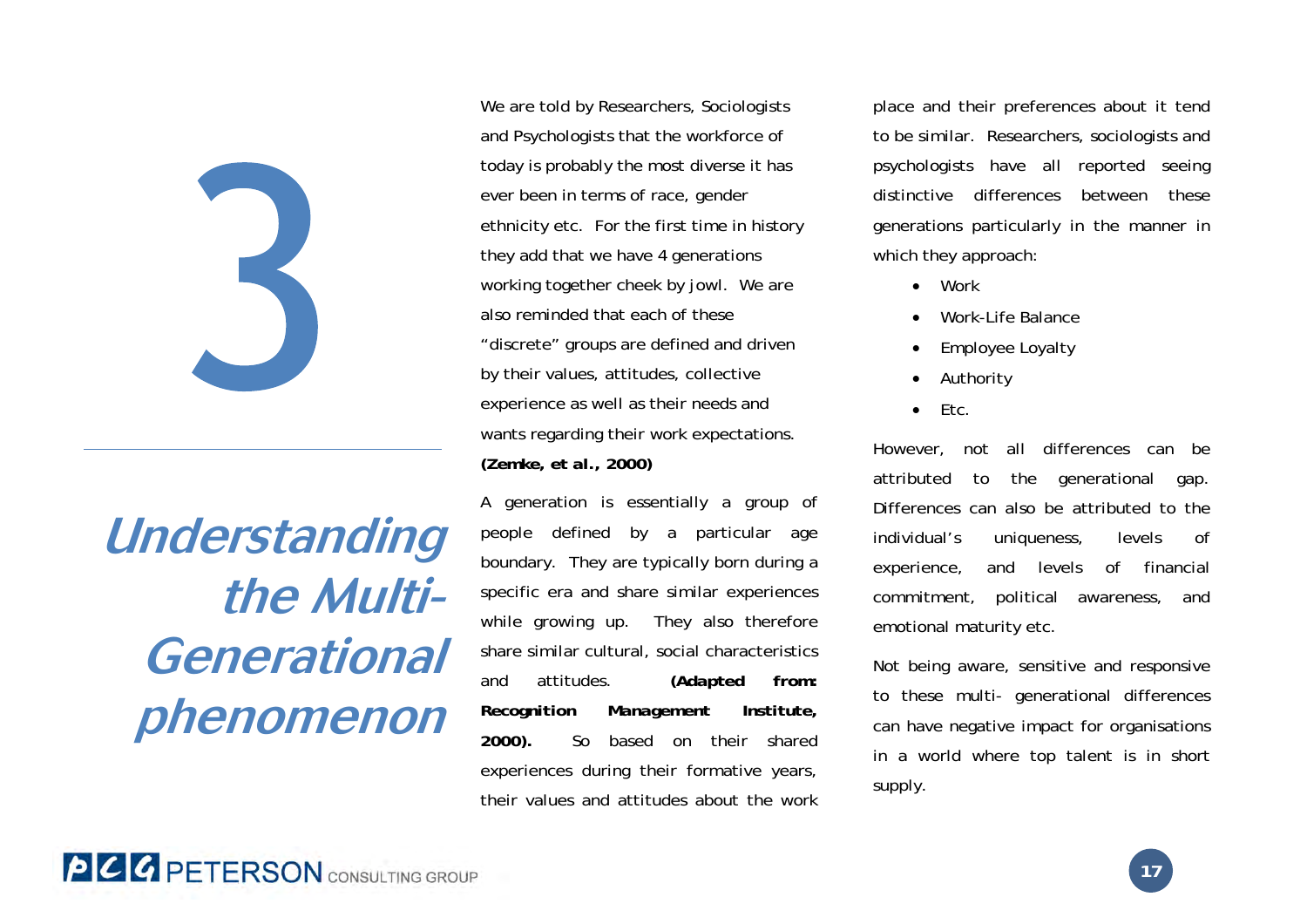# 3

# *Understanding the Multi-Generational phenomenon*

We are told by Researchers, Sociologists and Psychologists that the workforce of today is probably the most diverse it has ever been in terms of race, gender ethnicity etc. For the first time in history they add that we have 4 generations working together cheek by jowl. We are also reminded that each of these "discrete" groups are defined and driven by their values, attitudes, collective experience as well as their needs and wants regarding their work expectations. **(Zemke, et al., 2000)**

A generation is essentially a group of people defined by a particular age boundary. They are typically born during a specific era and share similar experiences while growing up. They also therefore share similar cultural, social characteristics and attitudes. **(Adapted from: Recognition Management Institute, 2000).** So based on their shared experiences during their formative years, their values and attitudes about the work place and their preferences about it tend to be similar. Researchers, sociologists and psychologists have all reported seeing distinctive differences between these generations particularly in the manner in which they approach:

- Work
- Work-Life Balance
- Employee Loyalty
- Authority
- Etc.

However, not all differences can be attributed to the generational gap. Differences can also be attributed to the individual's uniqueness, levels of experience, and levels of financial commitment, political awareness, and emotional maturity etc.

Not being aware, sensitive and responsive to these multi- generational differences can have negative impact for organisations in a world where top talent is in short supply.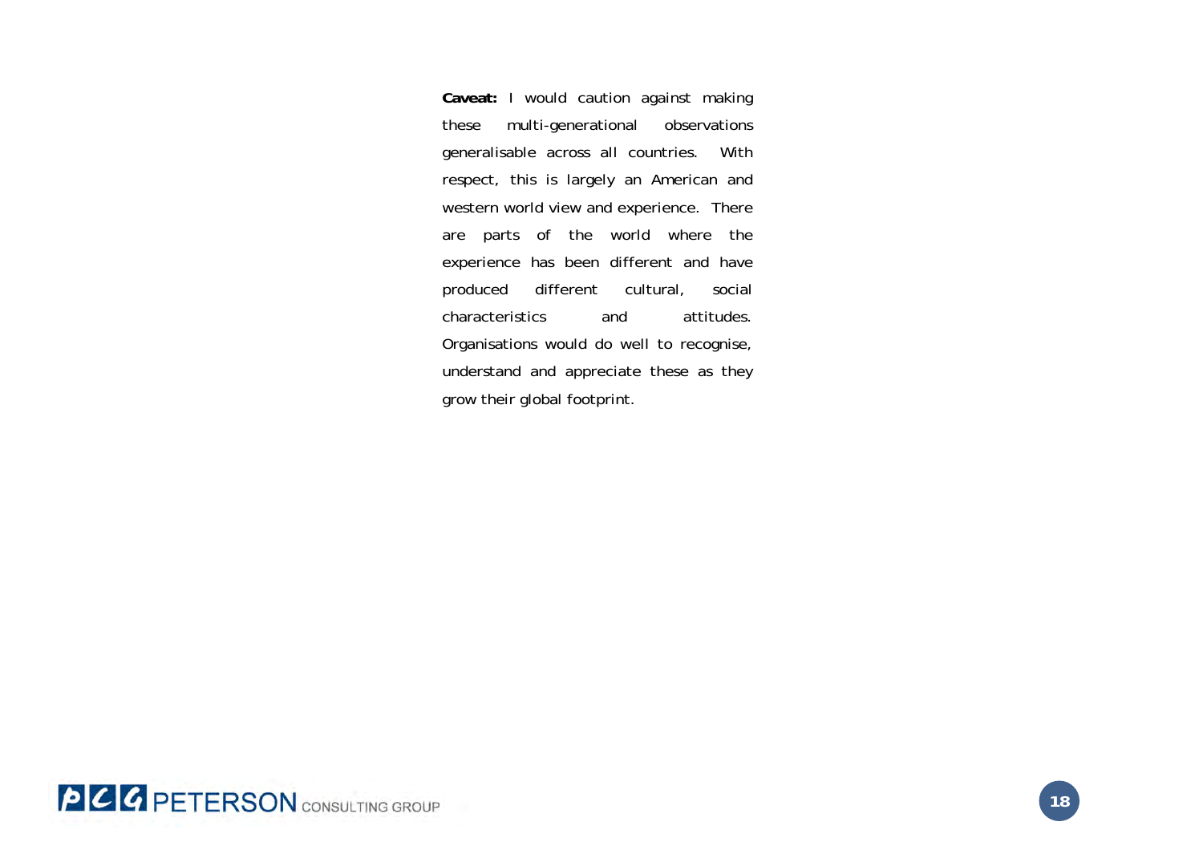**Caveat:** I would caution against making these multi-generational observations generalisable across all countries. With respect, this is largely an American and western world view and experience. There are parts of the world where the experience has been different and have produced different cultural, social characteristics and attitudes. Organisations would do well to recognise, understand and appreciate these as they grow their global footprint.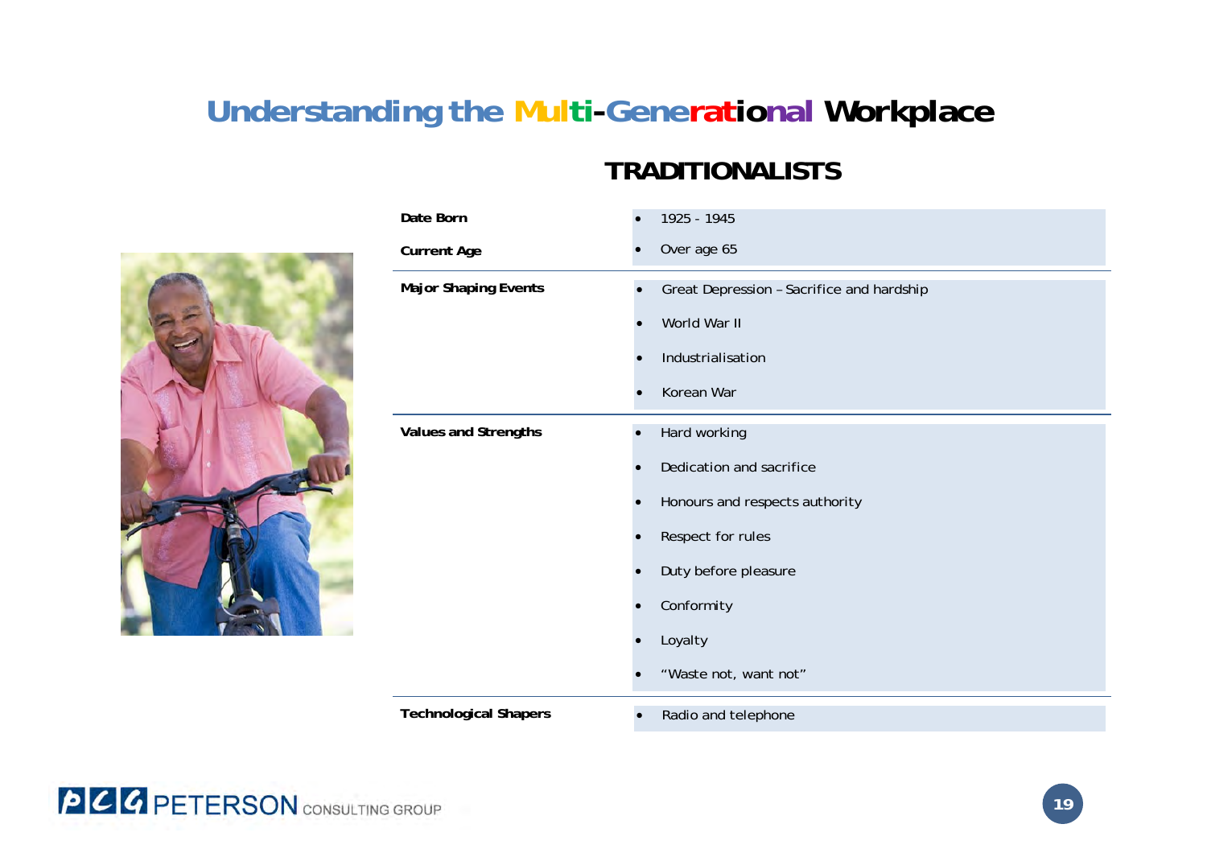# Understanding the Multi-Generational Workplace

## TRADITIONALISTS

| | |
|---|---|
| **Date Born** | • 1925 - 1945 |
| **Current Age** | • Over age 65 |
| **Major Shaping Events** | • Great Depression – Sacrifice and hardship<br>• World War II<br>• Industrialisation<br>• Korean War |
| **Values and Strengths** | • Hard working<br>• Dedication and sacrifice<br>• Honours and respects authority<br>• Respect for rules<br>• Duty before pleasure<br>• Conformity<br>• Loyalty<br>• "Waste not, want not" |
| **Technological Shapers** | • Radio and telephone |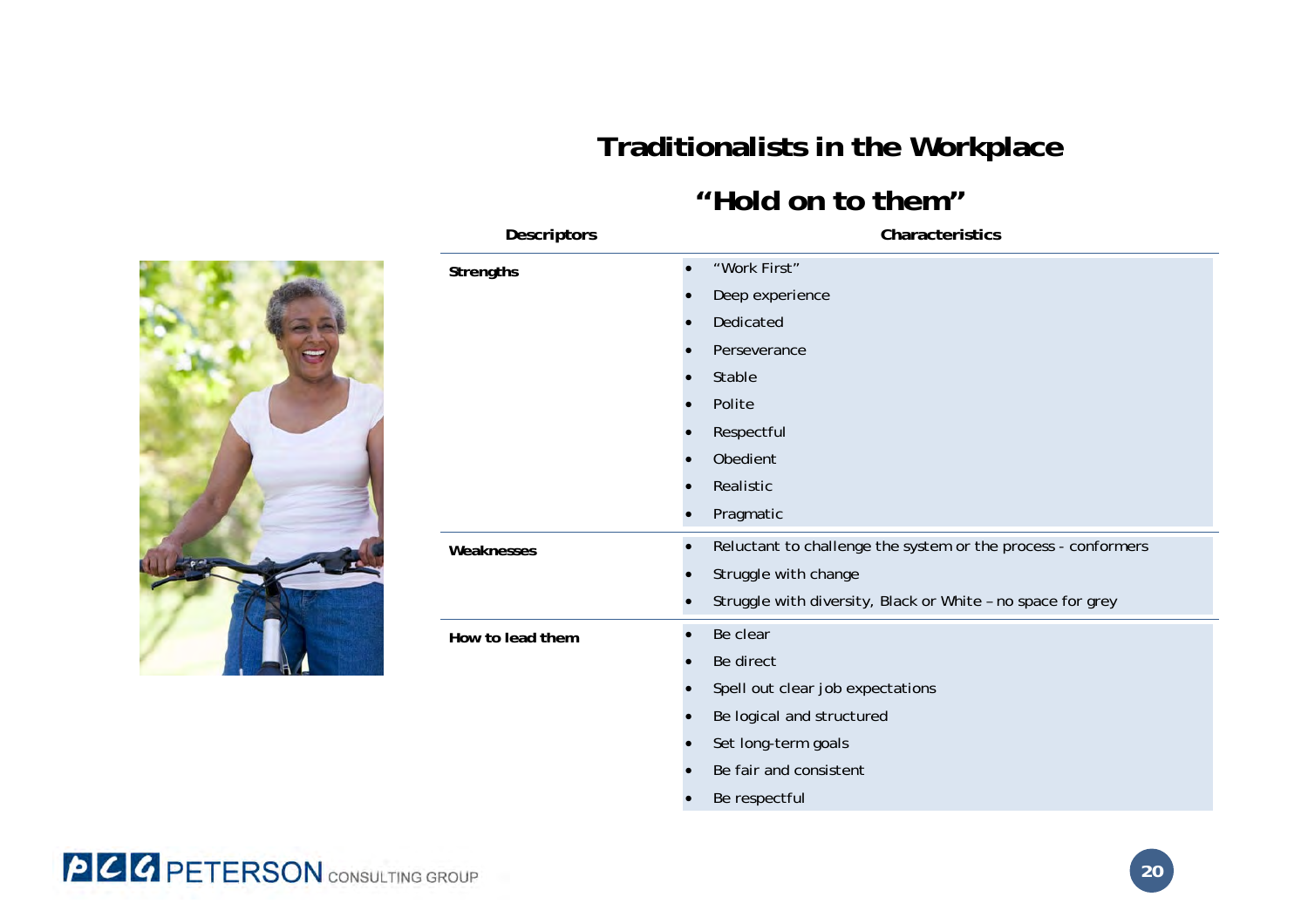# Traditionalists in the Workplace

## "Hold on to them"

| Descriptors | Characteristics |
|---|---|
| **Strengths** | • "Work First"<br>• Deep experience<br>• Dedicated<br>• Perseverance<br>• Stable<br>• Polite<br>• Respectful<br>• Obedient<br>• Realistic<br>• Pragmatic |
| **Weaknesses** | • Reluctant to challenge the system or the process - conformers<br>• Struggle with change<br>• Struggle with diversity, Black or White – no space for grey |
| **How to lead them** | • Be clear<br>• Be direct<br>• Spell out clear job expectations<br>• Be logical and structured<br>• Set long-term goals<br>• Be fair and consistent<br>• Be respectful |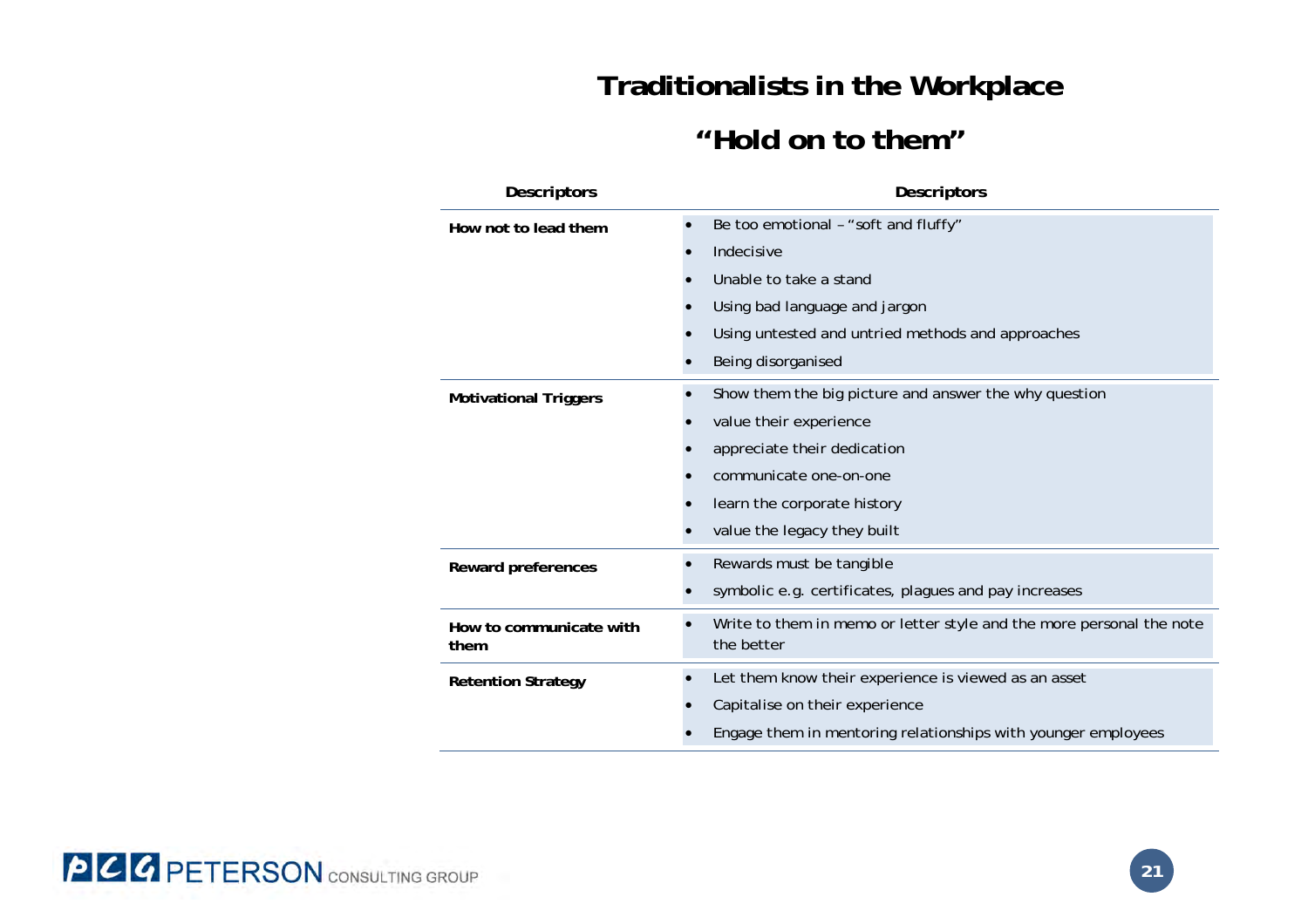# Traditionalists in the Workplace

## "Hold on to them"

| Descriptors | Descriptors |
|---|---|
| **How not to lead them** | • Be too emotional – "soft and fluffy"<br>• Indecisive<br>• Unable to take a stand<br>• Using bad language and jargon<br>• Using untested and untried methods and approaches<br>• Being disorganised |
| **Motivational Triggers** | • Show them the big picture and answer the why question<br>• value their experience<br>• appreciate their dedication<br>• communicate one-on-one<br>• learn the corporate history<br>• value the legacy they built |
| **Reward preferences** | • Rewards must be tangible<br>• symbolic e.g. certificates, plagues and pay increases |
| **How to communicate with them** | • Write to them in memo or letter style and the more personal the note the better |
| **Retention Strategy** | • Let them know their experience is viewed as an asset<br>• Capitalise on their experience<br>• Engage them in mentoring relationships with younger employees |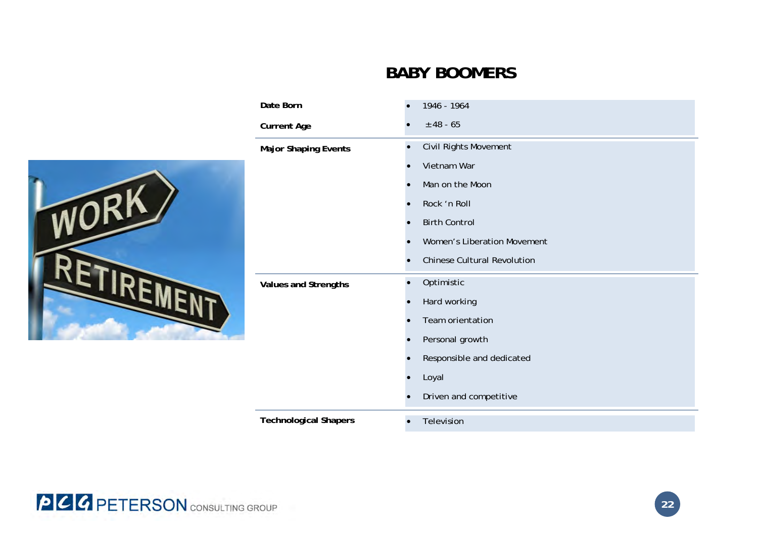# BABY BOOMERS

| | |
|---|---|
| **Date Born** | • 1946 - 1964 |
| **Current Age** | • ±48 - 65 |
| **Major Shaping Events** | • Civil Rights Movement<br>• Vietnam War<br>• Man on the Moon<br>• Rock 'n Roll<br>• Birth Control<br>• Women's Liberation Movement<br>• Chinese Cultural Revolution |
| **Values and Strengths** | • Optimistic<br>• Hard working<br>• Team orientation<br>• Personal growth<br>• Responsible and dedicated<br>• Loyal<br>• Driven and competitive |
| **Technological Shapers** | • Television |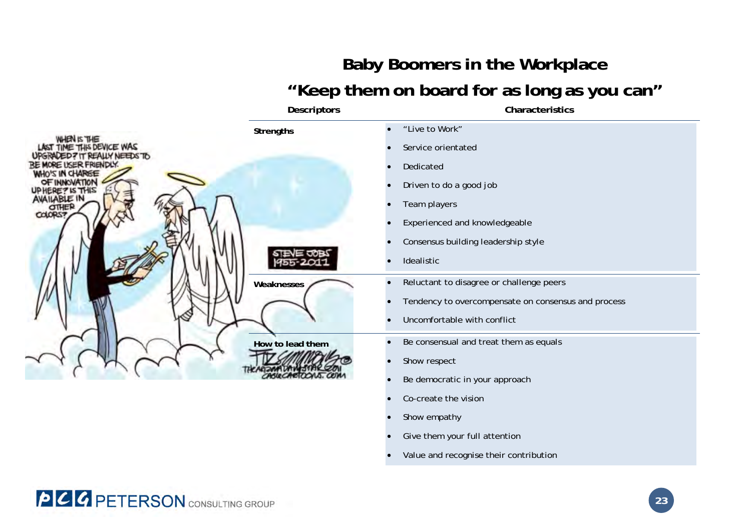## Baby Boomers in the Workplace

## "Keep them on board for as long as you can"

| Descriptors | Characteristics |
| --- | --- |
| **Strengths** | • "Live to Work"<br>• Service orientated<br>• Dedicated<br>• Driven to do a good job<br>• Team players<br>• Experienced and knowledgeable<br>• Consensus building leadership style<br>• Idealistic |
| **Weaknesses** | • Reluctant to disagree or challenge peers<br>• Tendency to overcompensate on consensus and process<br>• Uncomfortable with conflict |
| **How to lead them** | • Be consensual and treat them as equals<br>• Show respect<br>• Be democratic in your approach<br>• Co-create the vision<br>• Show empathy<br>• Give them your full attention<br>• Value and recognise their contribution |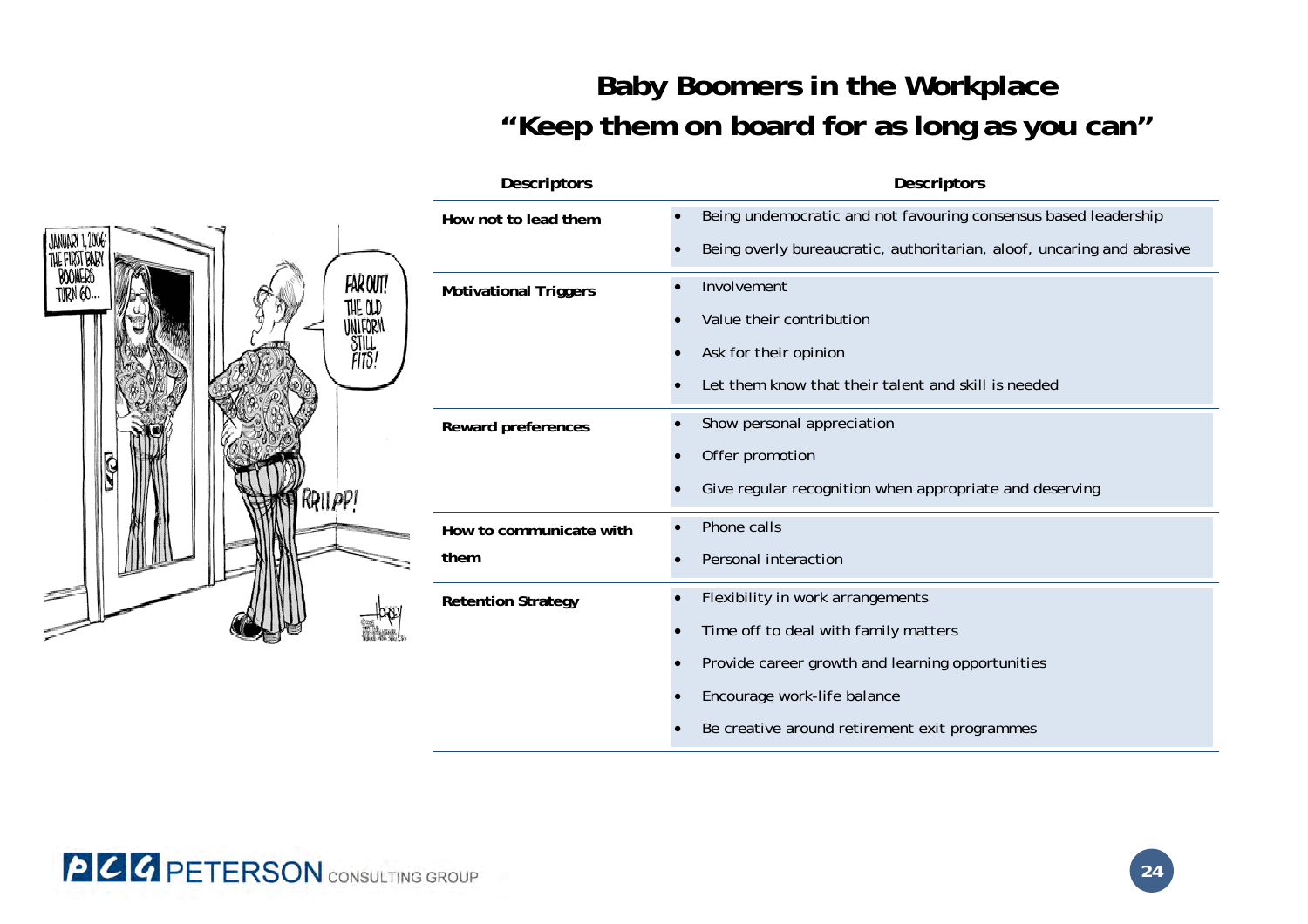# Baby Boomers in the Workplace

## "Keep them on board for as long as you can"

| Descriptors | Descriptors |
|---|---|
| **How not to lead them** | • Being undemocratic and not favouring consensus based leadership<br>• Being overly bureaucratic, authoritarian, aloof, uncaring and abrasive |
| **Motivational Triggers** | • Involvement<br>• Value their contribution<br>• Ask for their opinion<br>• Let them know that their talent and skill is needed |
| **Reward preferences** | • Show personal appreciation<br>• Offer promotion<br>• Give regular recognition when appropriate and deserving |
| **How to communicate with them** | • Phone calls<br>• Personal interaction |
| **Retention Strategy** | • Flexibility in work arrangements<br>• Time off to deal with family matters<br>• Provide career growth and learning opportunities<br>• Encourage work-life balance<br>• Be creative around retirement exit programmes |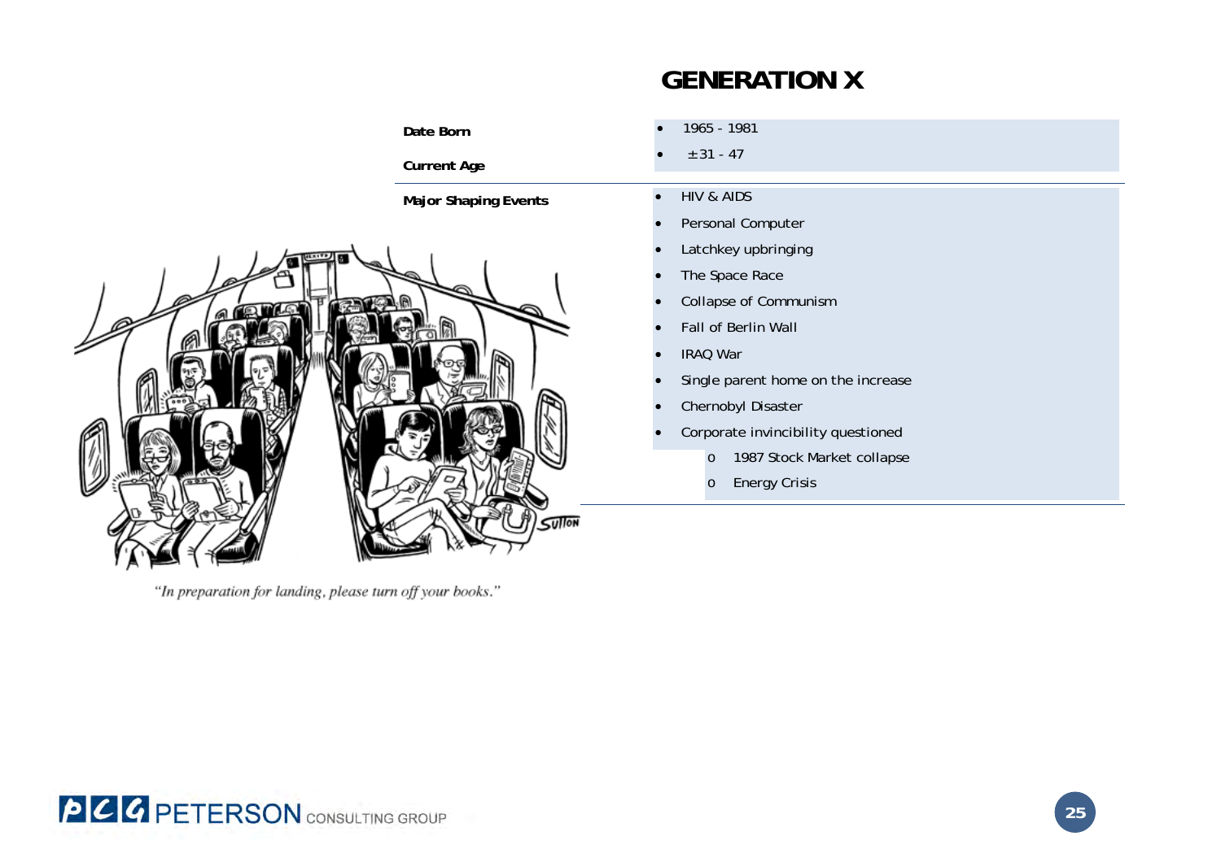# GENERATION X

| | |
|---|---|
| **Date Born** | 1965 - 1981 |
| **Current Age** | ±31 - 47 |
| **Major Shaping Events** | • HIV & AIDS<br>• Personal Computer<br>• Latchkey upbringing<br>• The Space Race<br>• Collapse of Communism<br>• Fall of Berlin Wall<br>• IRAQ War<br>• Single parent home on the increase<br>• Chernobyl Disaster<br>• Corporate invincibility questioned<br>  o 1987 Stock Market collapse<br>  o Energy Crisis |

"In preparation for landing, please turn off your books."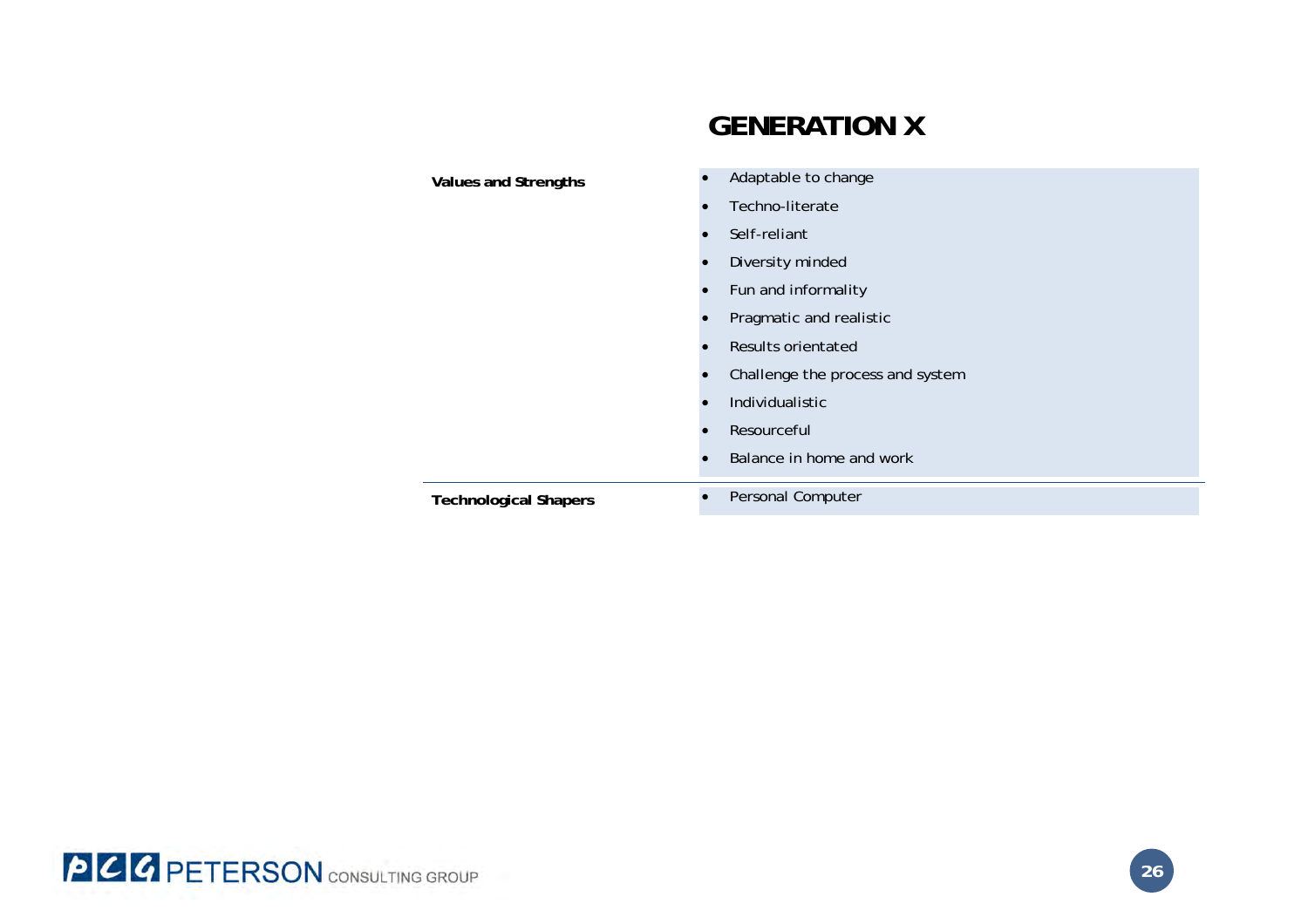# GENERATION X

| | |
|---|---|
| **Values and Strengths** | • Adaptable to change<br>• Techno-literate<br>• Self-reliant<br>• Diversity minded<br>• Fun and informality<br>• Pragmatic and realistic<br>• Results orientated<br>• Challenge the process and system<br>• Individualistic<br>• Resourceful<br>• Balance in home and work |
| **Technological Shapers** | • Personal Computer |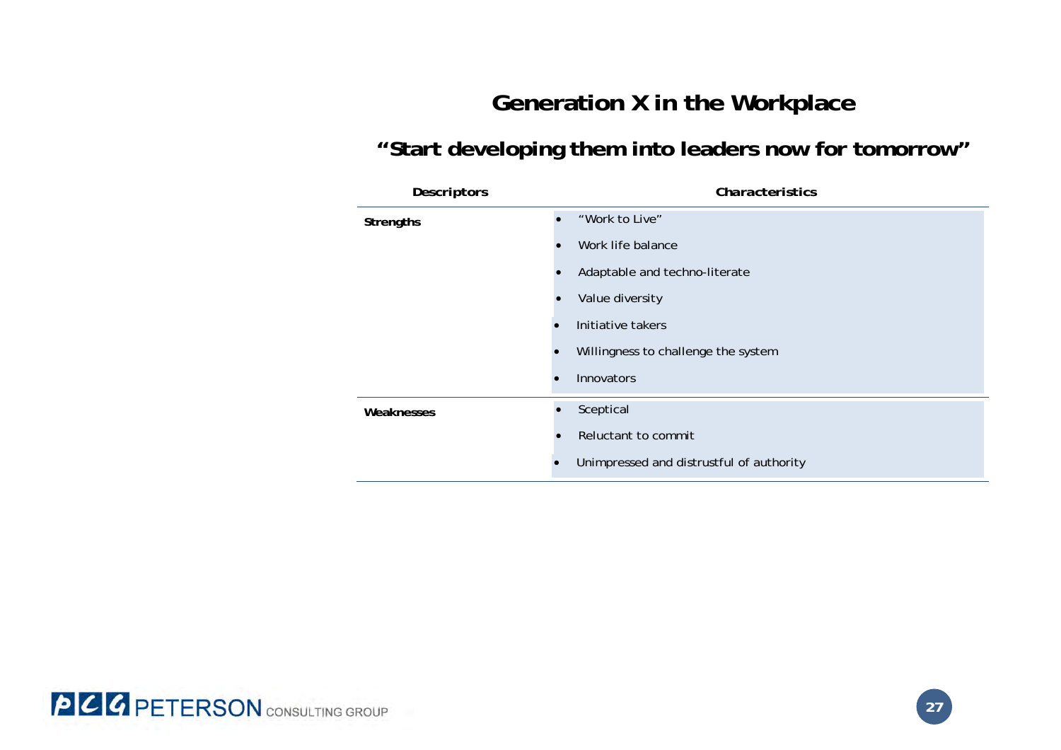# Generation X in the Workplace

## "Start developing them into leaders now for tomorrow"

| Descriptors | Characteristics |
|---|---|
| **Strengths** | • "Work to Live"<br>• Work life balance<br>• Adaptable and techno-literate<br>• Value diversity<br>• Initiative takers<br>• Willingness to challenge the system<br>• Innovators |
| **Weaknesses** | • Sceptical<br>• Reluctant to commit<br>• Unimpressed and distrustful of authority |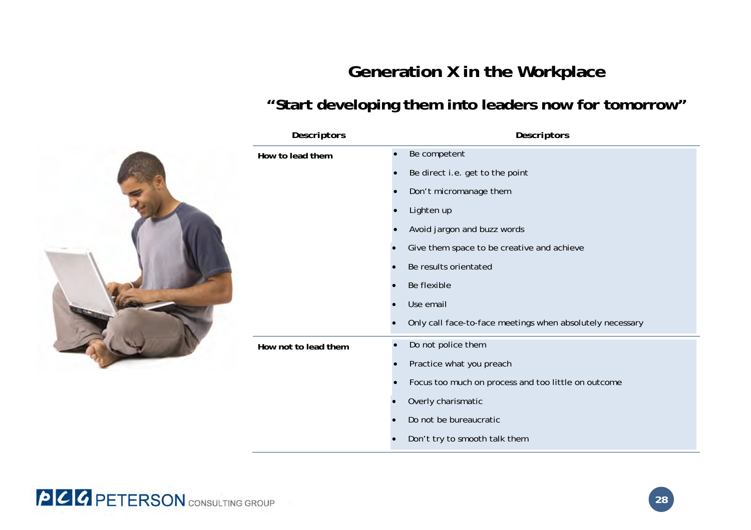# Generation X in the Workplace

## "Start developing them into leaders now for tomorrow"

| Descriptors | Descriptors |
| --- | --- |
| **How to lead them** | • Be competent<br>• Be direct i.e. get to the point<br>• Don't micromanage them<br>• Lighten up<br>• Avoid jargon and buzz words<br>• Give them space to be creative and achieve<br>• Be results orientated<br>• Be flexible<br>• Use email<br>• Only call face-to-face meetings when absolutely necessary |
| **How not to lead them** | • Do not police them<br>• Practice what you preach<br>• Focus too much on process and too little on outcome<br>• Overly charismatic<br>• Do not be bureaucratic<br>• Don't try to smooth talk them |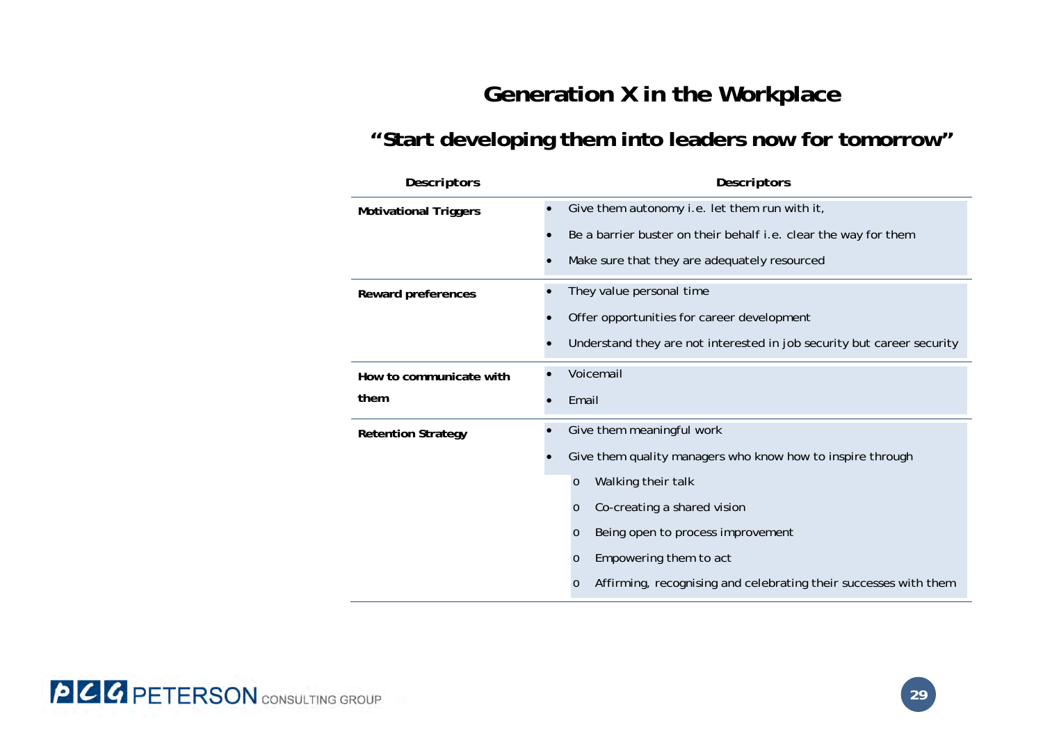# Generation X in the Workplace

## "Start developing them into leaders now for tomorrow"

| Descriptors | Descriptors |
|---|---|
| **Motivational Triggers** | • Give them autonomy i.e. let them run with it,<br>• Be a barrier buster on their behalf i.e. clear the way for them<br>• Make sure that they are adequately resourced |
| **Reward preferences** | • They value personal time<br>• Offer opportunities for career development<br>• Understand they are not interested in job security but career security |
| **How to communicate with them** | • Voicemail<br>• Email |
| **Retention Strategy** | • Give them meaningful work<br>• Give them quality managers who know how to inspire through<br>&nbsp;&nbsp;o Walking their talk<br>&nbsp;&nbsp;o Co-creating a shared vision<br>&nbsp;&nbsp;o Being open to process improvement<br>&nbsp;&nbsp;o Empowering them to act<br>&nbsp;&nbsp;o Affirming, recognising and celebrating their successes with them |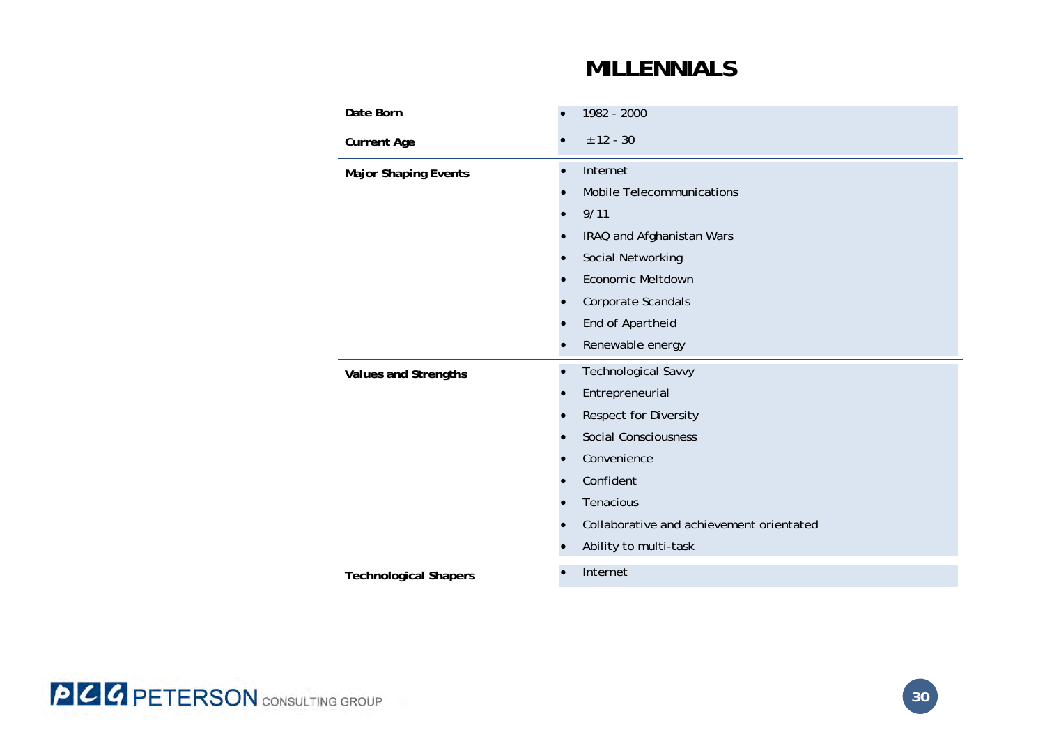# MILLENNIALS

| | |
|---|---|
| **Date Born** | • 1982 - 2000 |
| **Current Age** | • ±12 - 30 |
| **Major Shaping Events** | • Internet<br>• Mobile Telecommunications<br>• 9/11<br>• IRAQ and Afghanistan Wars<br>• Social Networking<br>• Economic Meltdown<br>• Corporate Scandals<br>• End of Apartheid<br>• Renewable energy |
| **Values and Strengths** | • Technological Savvy<br>• Entrepreneurial<br>• Respect for Diversity<br>• Social Consciousness<br>• Convenience<br>• Confident<br>• Tenacious<br>• Collaborative and achievement orientated<br>• Ability to multi-task |
| **Technological Shapers** | • Internet |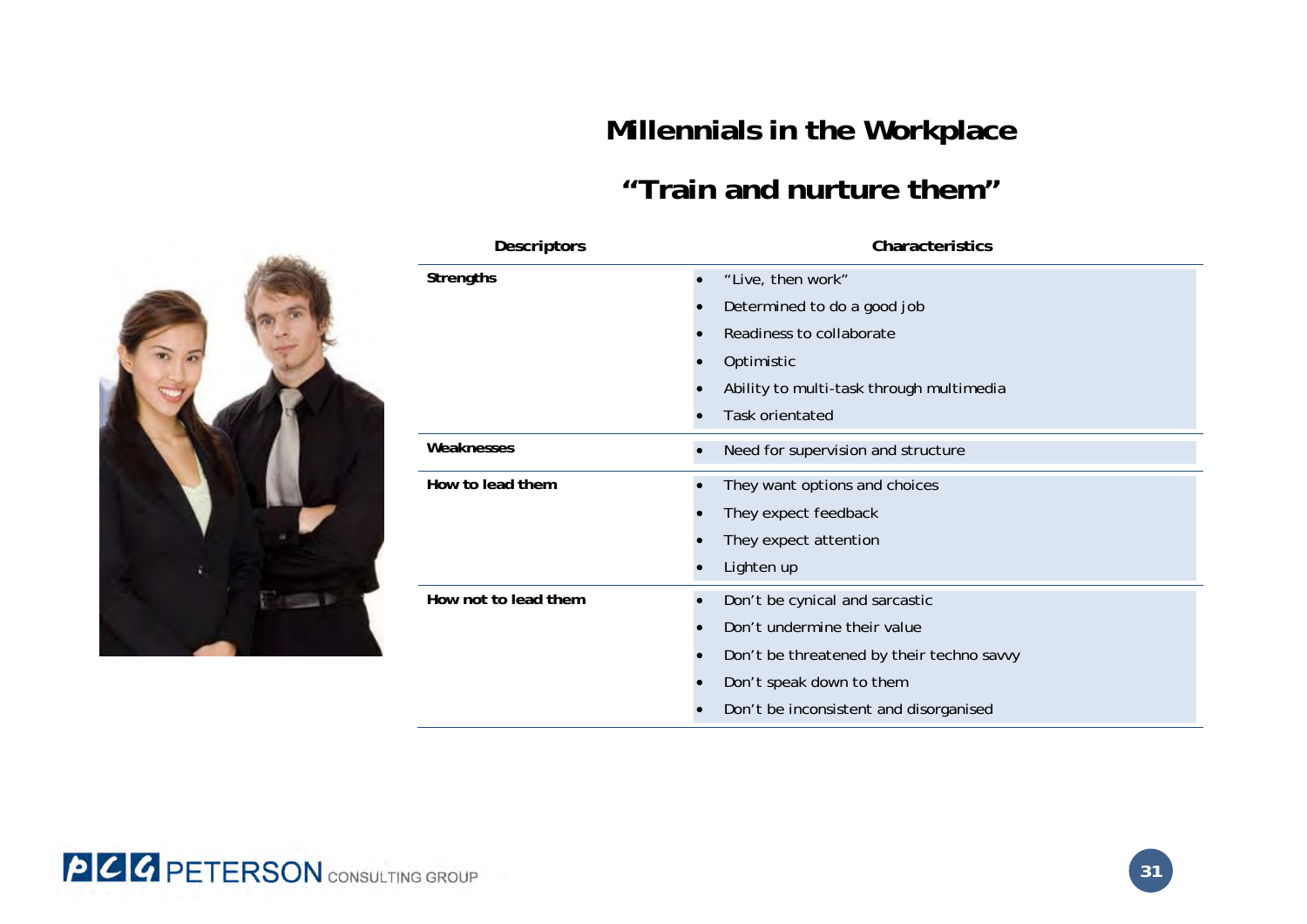# Millennials in the Workplace

## "Train and nurture them"

| Descriptors | Characteristics |
|---|---|
| **Strengths** | • "Live, then work"<br>• Determined to do a good job<br>• Readiness to collaborate<br>• Optimistic<br>• Ability to multi-task through multimedia<br>• Task orientated |
| **Weaknesses** | • Need for supervision and structure |
| **How to lead them** | • They want options and choices<br>• They expect feedback<br>• They expect attention<br>• Lighten up |
| **How not to lead them** | • Don't be cynical and sarcastic<br>• Don't undermine their value<br>• Don't be threatened by their techno savvy<br>• Don't speak down to them<br>• Don't be inconsistent and disorganised |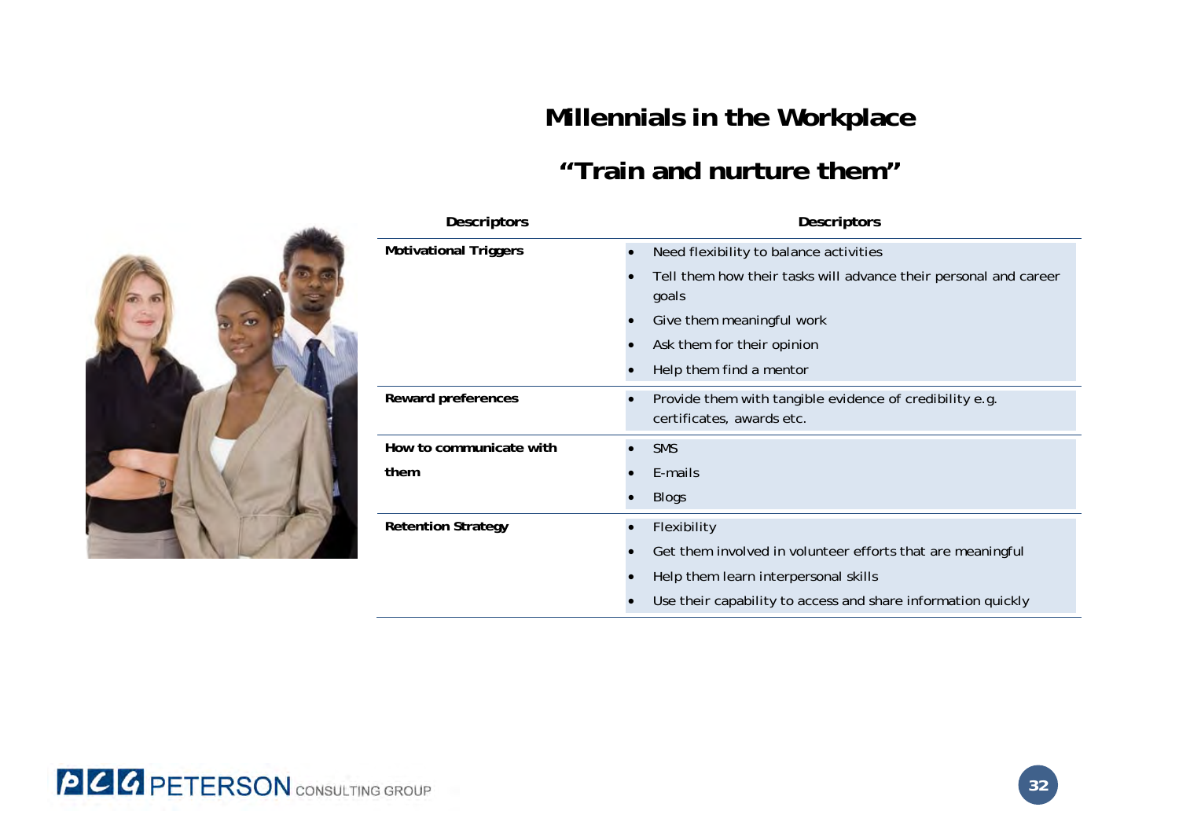# Millennials in the Workplace

## "Train and nurture them"

| Descriptors | Descriptors |
|---|---|
| **Motivational Triggers** | • Need flexibility to balance activities<br>• Tell them how their tasks will advance their personal and career goals<br>• Give them meaningful work<br>• Ask them for their opinion<br>• Help them find a mentor |
| **Reward preferences** | • Provide them with tangible evidence of credibility e.g. certificates, awards etc. |
| **How to communicate with them** | • SMS<br>• E-mails<br>• Blogs |
| **Retention Strategy** | • Flexibility<br>• Get them involved in volunteer efforts that are meaningful<br>• Help them learn interpersonal skills<br>• Use their capability to access and share information quickly |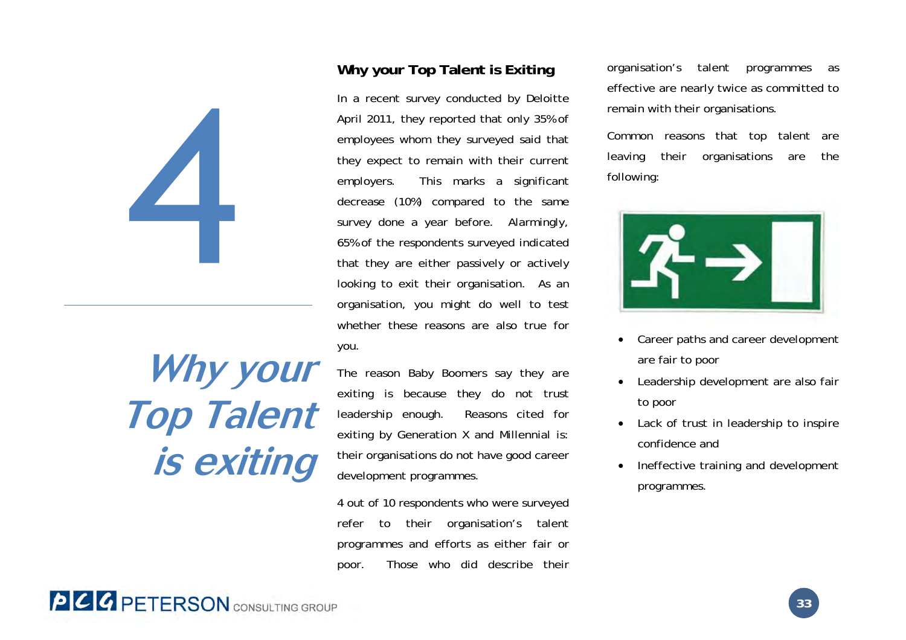# 4

## Why your Top Talent is exiting

### Why your Top Talent is Exiting

In a recent survey conducted by Deloitte April 2011, they reported that only 35% of employees whom they surveyed said that they expect to remain with their current employers. This marks a significant decrease (10%) compared to the same survey done a year before. Alarmingly, 65% of the respondents surveyed indicated that they are either passively or actively looking to exit their organisation. As an organisation, you might do well to test whether these reasons are also true for you.

The reason Baby Boomers say they are exiting is because they do not trust leadership enough. Reasons cited for exiting by Generation X and Millennial is: their organisations do not have good career development programmes.

4 out of 10 respondents who were surveyed refer to their organisation's talent programmes and efforts as either fair or poor. Those who did describe their organisation's talent programmes as effective are nearly twice as committed to remain with their organisations.

Common reasons that top talent are leaving their organisations are the following:

- Career paths and career development are fair to poor
- Leadership development are also fair to poor
- Lack of trust in leadership to inspire confidence and
- Ineffective training and development programmes.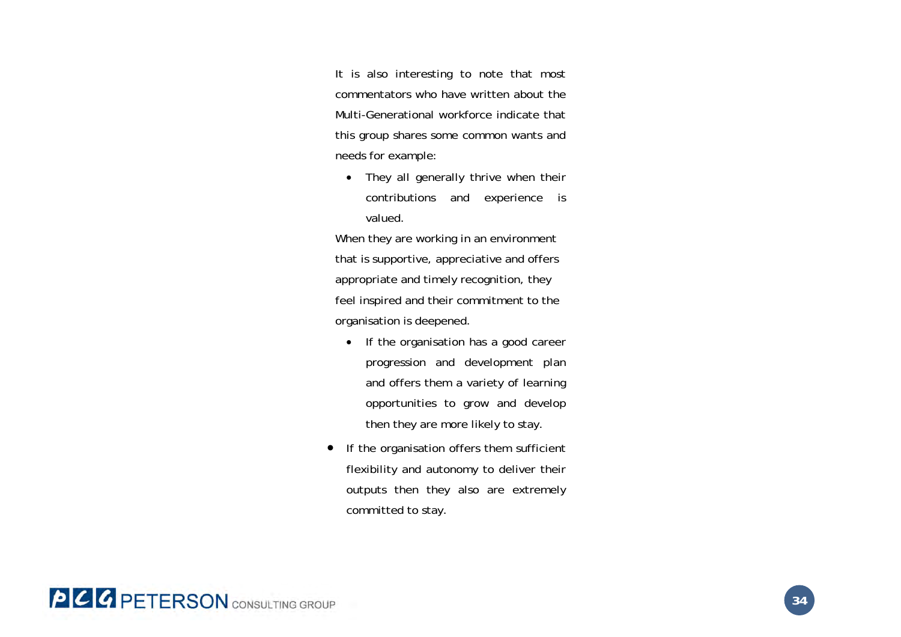It is also interesting to note that most commentators who have written about the Multi-Generational workforce indicate that this group shares some common wants and needs for example:

- They all generally thrive when their contributions and experience is valued.

When they are working in an environment that is supportive, appreciative and offers appropriate and timely recognition, they feel inspired and their commitment to the organisation is deepened.

- If the organisation has a good career progression and development plan and offers them a variety of learning opportunities to grow and develop then they are more likely to stay.
- If the organisation offers them sufficient flexibility and autonomy to deliver their outputs then they also are extremely committed to stay.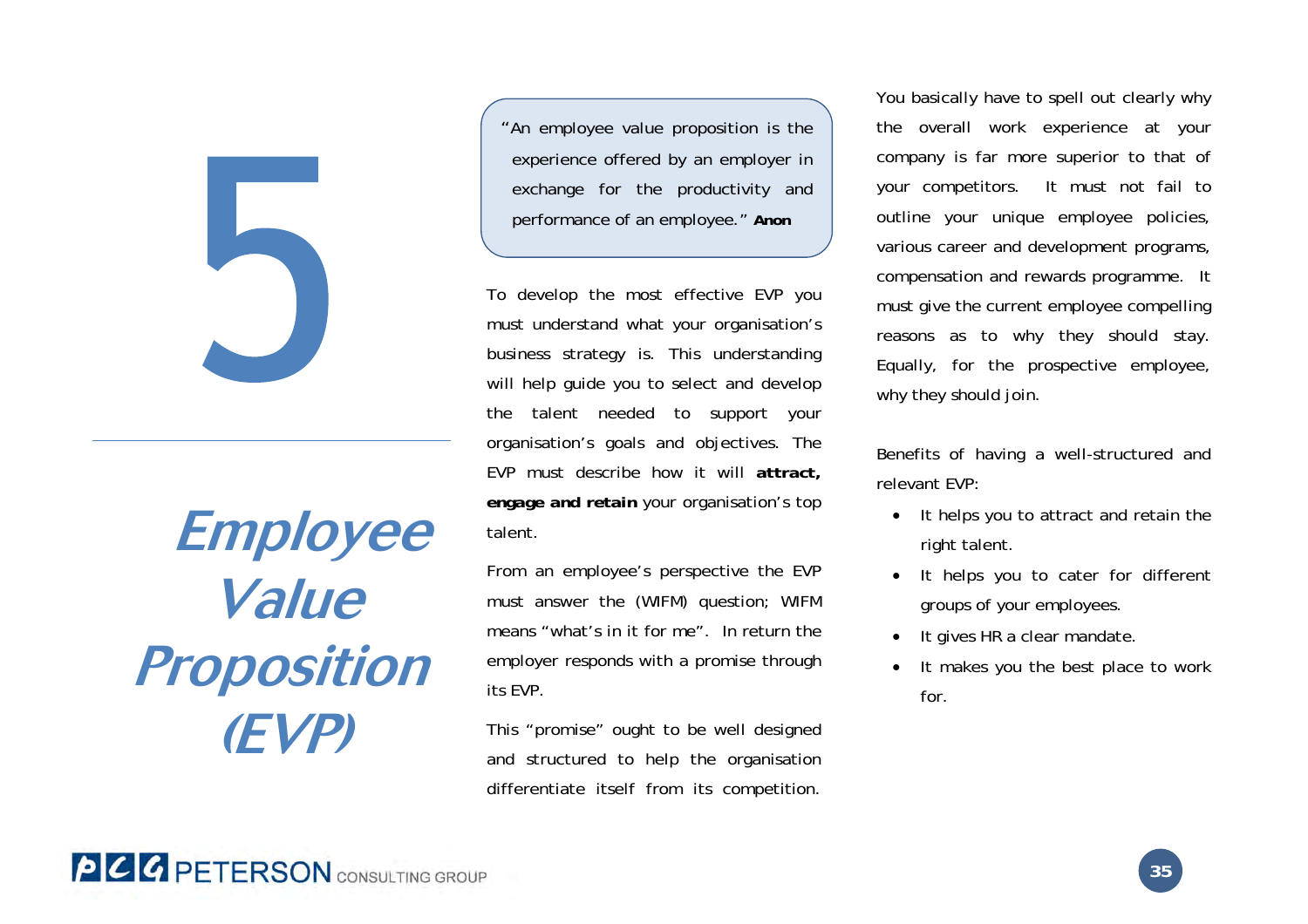# 5

# *Employee Value Proposition (EVP)*

> "An employee value proposition is the experience offered by an employer in exchange for the productivity and performance of an employee." **Anon**

To develop the most effective EVP you must understand what your organisation's business strategy is. This understanding will help guide you to select and develop the talent needed to support your organisation's goals and objectives. The EVP must describe how it will **attract, engage and retain** your organisation's top talent.

From an employee's perspective the EVP must answer the (WIFM) question; WIFM means "what's in it for me". In return the employer responds with a promise through its EVP.

This "promise" ought to be well designed and structured to help the organisation differentiate itself from its competition.

You basically have to spell out clearly why the overall work experience at your company is far more superior to that of your competitors. It must not fail to outline your unique employee policies, various career and development programs, compensation and rewards programme. It must give the current employee compelling reasons as to why they should stay. Equally, for the prospective employee, why they should join.

Benefits of having a well-structured and relevant EVP:

- It helps you to attract and retain the right talent.
- It helps you to cater for different groups of your employees.
- It gives HR a clear mandate.
- It makes you the best place to work for.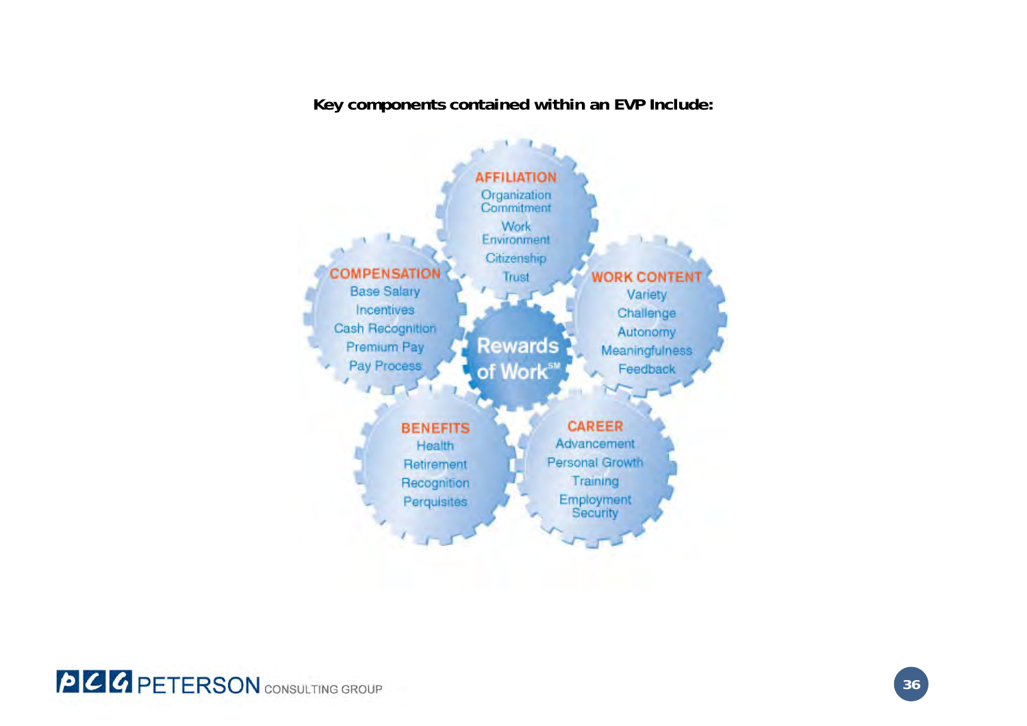**Key components contained within an EVP Include:**

**Rewards of Work**SM

**AFFILIATION**
- Organization Commitment
- Work Environment
- Citizenship
- Trust

**WORK CONTENT**
- Variety
- Challenge
- Autonomy
- Meaningfulness
- Feedback

**CAREER**
- Advancement
- Personal Growth
- Training
- Employment Security

**BENEFITS**
- Health
- Retirement
- Recognition
- Perquisites

**COMPENSATION**
- Base Salary
- Incentives
- Cash Recognition
- Premium Pay
- Pay Process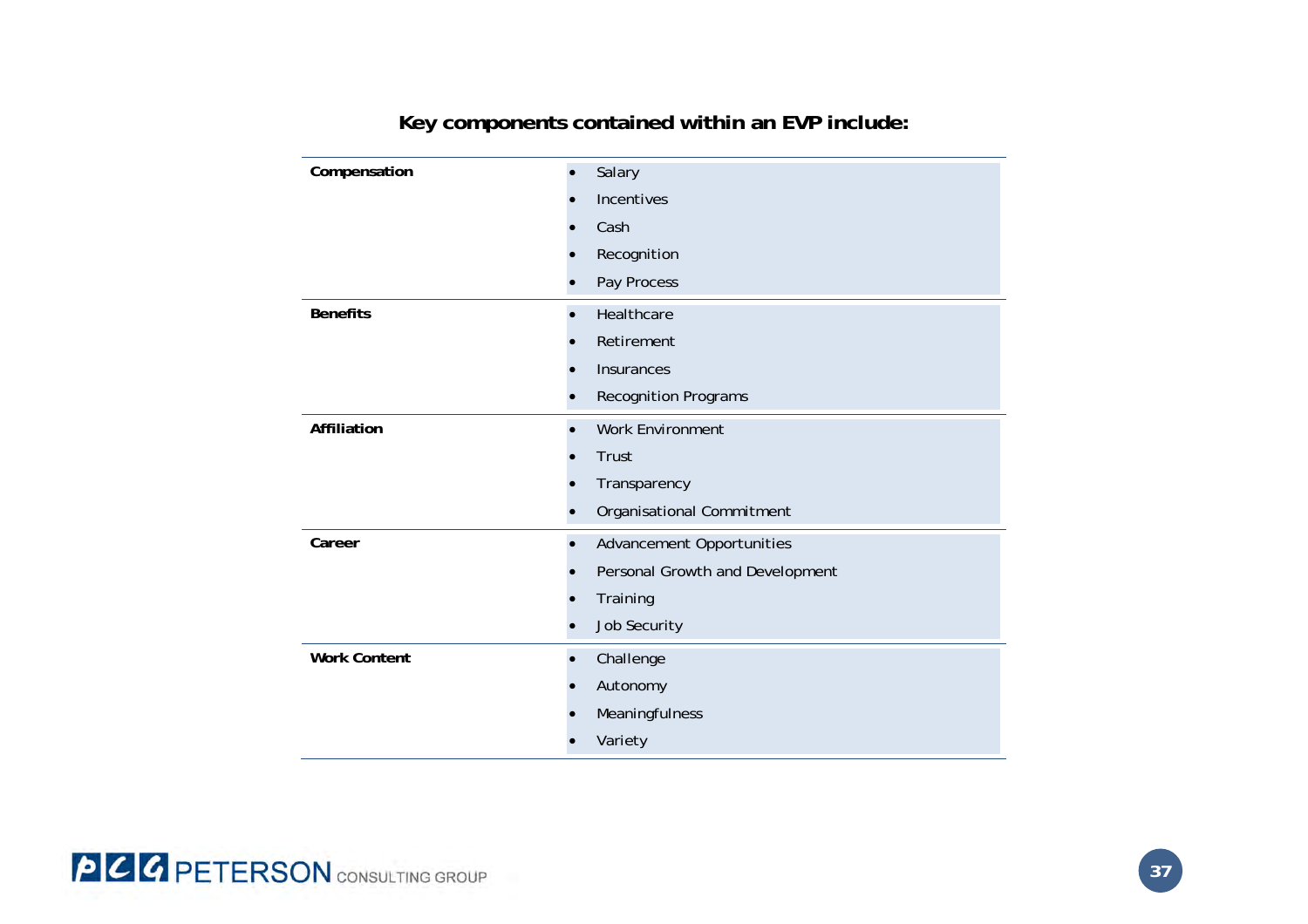## Key components contained within an EVP include:

| Component | Elements |
|---|---|
| **Compensation** | • Salary<br>• Incentives<br>• Cash<br>• Recognition<br>• Pay Process |
| **Benefits** | • Healthcare<br>• Retirement<br>• Insurances<br>• Recognition Programs |
| **Affiliation** | • Work Environment<br>• Trust<br>• Transparency<br>• Organisational Commitment |
| **Career** | • Advancement Opportunities<br>• Personal Growth and Development<br>• Training<br>• Job Security |
| **Work Content** | • Challenge<br>• Autonomy<br>• Meaningfulness<br>• Variety |

PCG PETERSON CONSULTING GROUP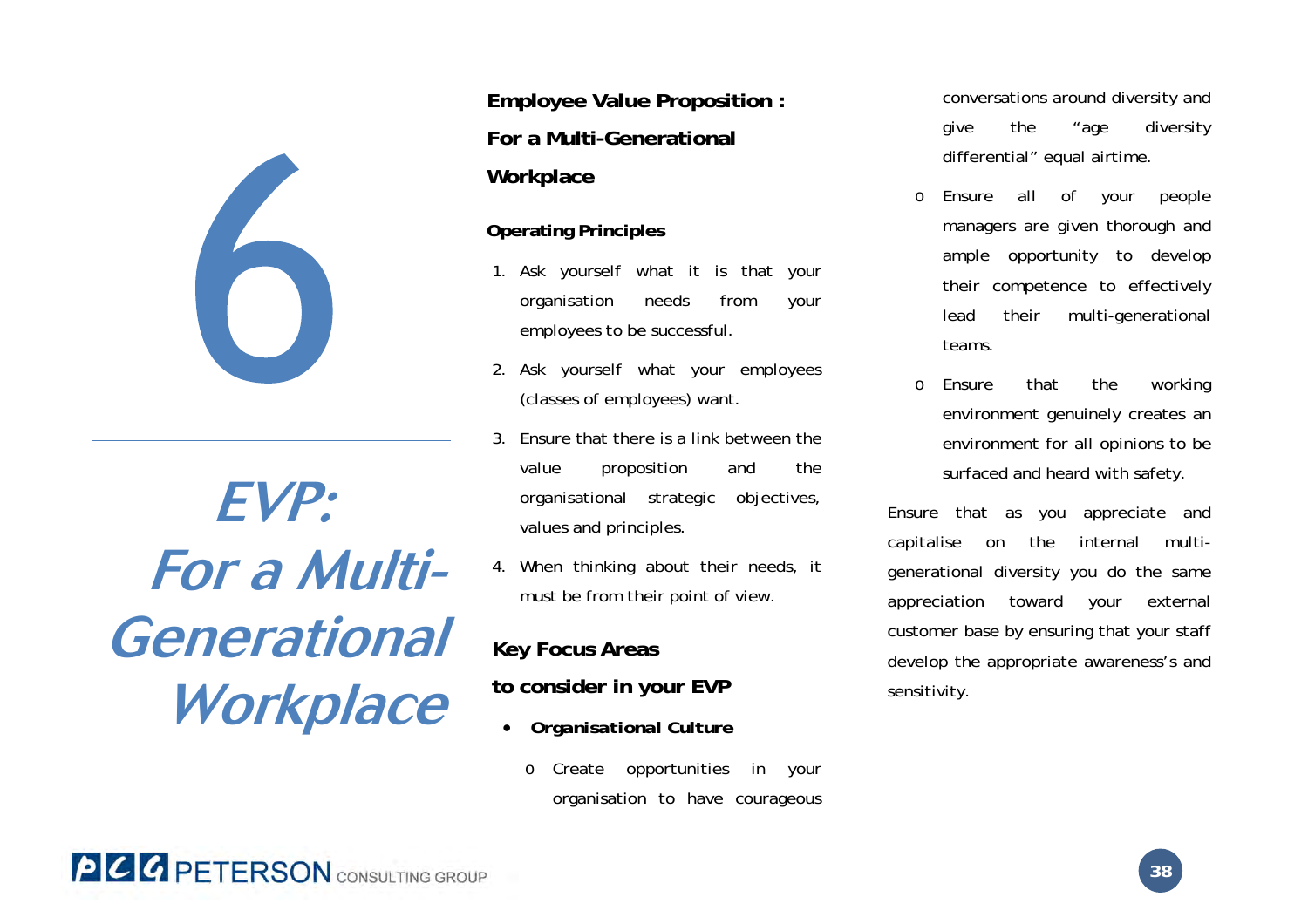# 6

# EVP: For a Multi-Generational Workplace

## Employee Value Proposition : For a Multi-Generational Workplace

### Operating Principles

1. Ask yourself what it is that your organisation needs from your employees to be successful.
2. Ask yourself what your employees (classes of employees) want.
3. Ensure that there is a link between the value proposition and the organisational strategic objectives, values and principles.
4. When thinking about their needs, it must be from their point of view.

### Key Focus Areas to consider in your EVP

- **Organisational Culture**
  - Create opportunities in your organisation to have courageous conversations around diversity and give the "age diversity differential" equal airtime.
  - Ensure all of your people managers are given thorough and ample opportunity to develop their competence to effectively lead their multi-generational teams.
  - Ensure that the working environment genuinely creates an environment for all opinions to be surfaced and heard with safety.

Ensure that as you appreciate and capitalise on the internal multi-generational diversity you do the same appreciation toward your external customer base by ensuring that your staff develop the appropriate awareness's and sensitivity.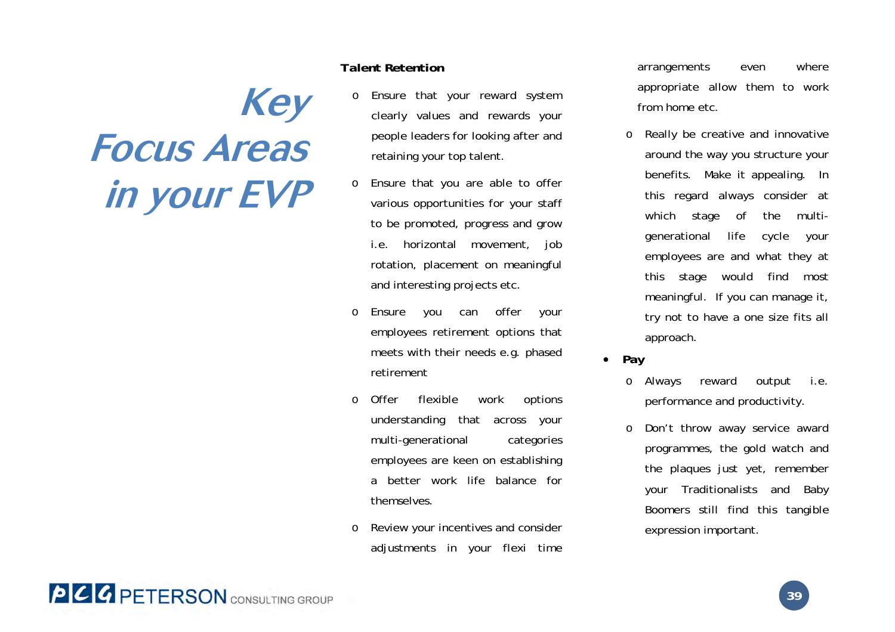# Key Focus Areas in your EVP

**Talent Retention**

- Ensure that your reward system clearly values and rewards your people leaders for looking after and retaining your top talent.
- Ensure that you are able to offer various opportunities for your staff to be promoted, progress and grow i.e. horizontal movement, job rotation, placement on meaningful and interesting projects etc.
- Ensure you can offer your employees retirement options that meets with their needs e.g. phased retirement
- Offer flexible work options understanding that across your multi-generational categories employees are keen on establishing a better work life balance for themselves.
- Review your incentives and consider adjustments in your flexi time arrangements even where appropriate allow them to work from home etc.
- Really be creative and innovative around the way you structure your benefits. Make it appealing. In this regard always consider at which stage of the multi-generational life cycle your employees are and what they at this stage would find most meaningful. If you can manage it, try not to have a one size fits all approach.

- **Pay**
  - Always reward output i.e. performance and productivity.
  - Don't throw away service award programmes, the gold watch and the plaques just yet, remember your Traditionalists and Baby Boomers still find this tangible expression important.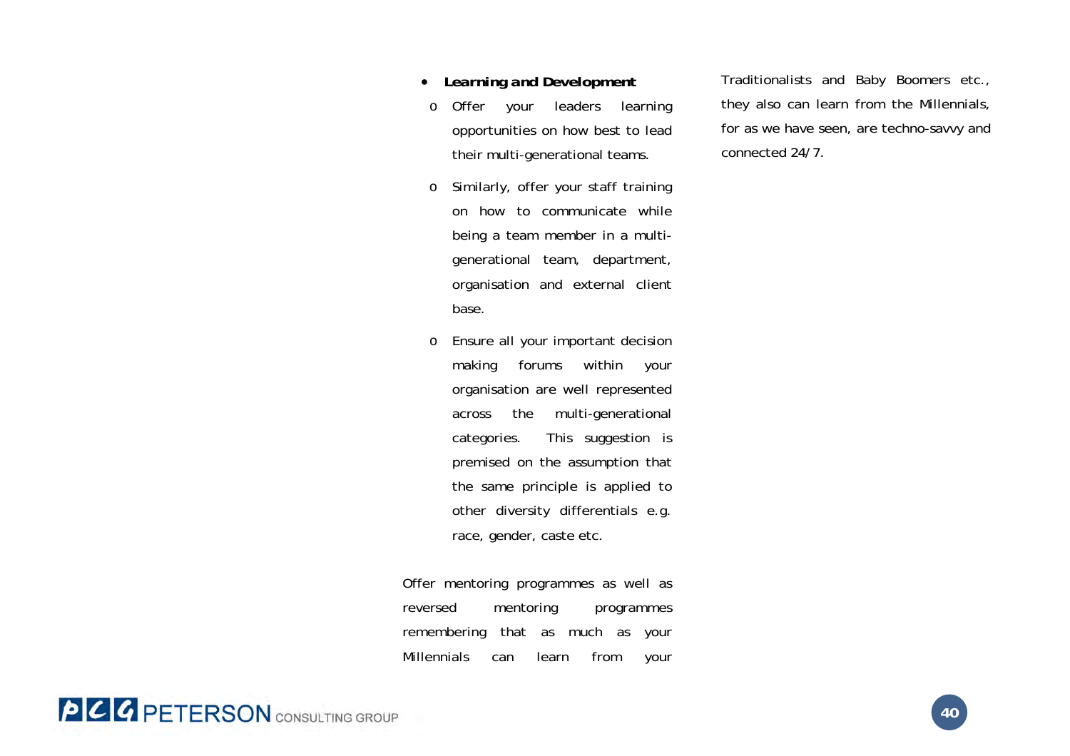- **Learning and Development**
  - Offer your leaders learning opportunities on how best to lead their multi-generational teams.
  - Similarly, offer your staff training on how to communicate while being a team member in a multi-generational team, department, organisation and external client base.
  - Ensure all your important decision making forums within your organisation are well represented across the multi-generational categories. This suggestion is premised on the assumption that the same principle is applied to other diversity differentials e.g. race, gender, caste etc.

Offer mentoring programmes as well as reversed mentoring programmes remembering that as much as your Millennials can learn from your Traditionalists and Baby Boomers etc., they also can learn from the Millennials, for as we have seen, are techno-savvy and connected 24/7.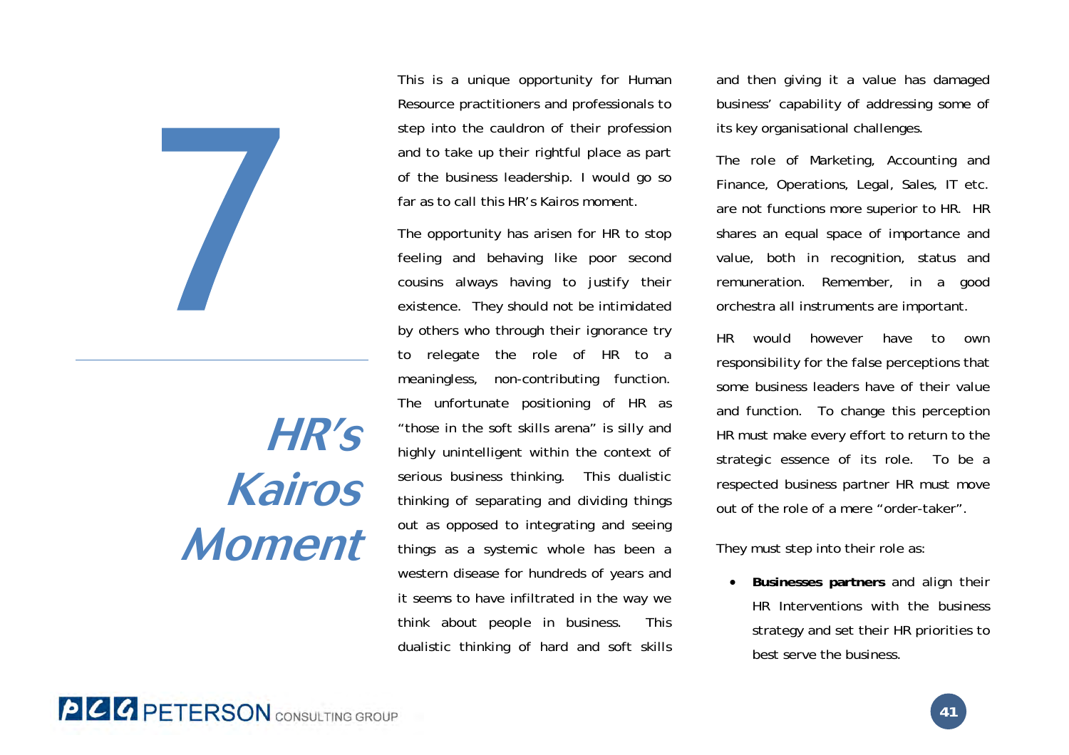# 7

# HR's Kairos Moment

This is a unique opportunity for Human Resource practitioners and professionals to step into the cauldron of their profession and to take up their rightful place as part of the business leadership. I would go so far as to call this HR's Kairos moment.

The opportunity has arisen for HR to stop feeling and behaving like poor second cousins always having to justify their existence. They should not be intimidated by others who through their ignorance try to relegate the role of HR to a meaningless, non-contributing function. The unfortunate positioning of HR as "those in the soft skills arena" is silly and highly unintelligent within the context of serious business thinking. This dualistic thinking of separating and dividing things out as opposed to integrating and seeing things as a systemic whole has been a western disease for hundreds of years and it seems to have infiltrated in the way we think about people in business. This dualistic thinking of hard and soft skills and then giving it a value has damaged business' capability of addressing some of its key organisational challenges.

The role of Marketing, Accounting and Finance, Operations, Legal, Sales, IT etc. are not functions more superior to HR. HR shares an equal space of importance and value, both in recognition, status and remuneration. Remember, in a good orchestra all instruments are important.

HR would however have to own responsibility for the false perceptions that some business leaders have of their value and function. To change this perception HR must make every effort to return to the strategic essence of its role. To be a respected business partner HR must move out of the role of a mere "order-taker".

They must step into their role as:

- **Businesses partners** and align their HR Interventions with the business strategy and set their HR priorities to best serve the business.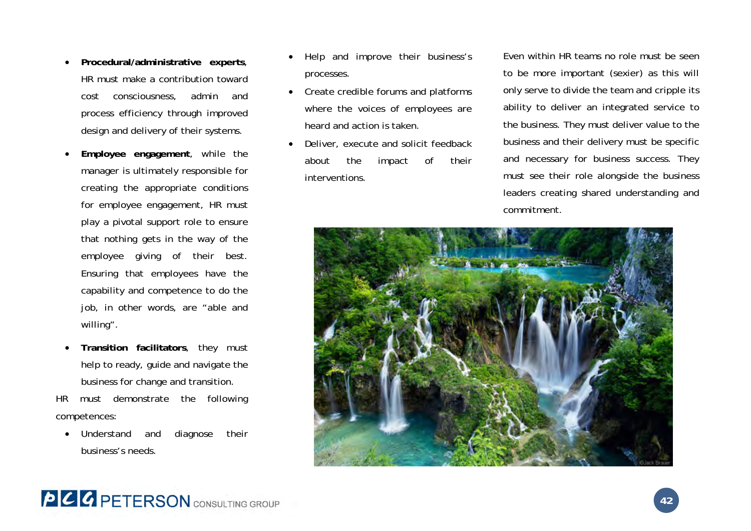- **Procedural/administrative experts**, HR must make a contribution toward cost consciousness, admin and process efficiency through improved design and delivery of their systems.
- **Employee engagement**, while the manager is ultimately responsible for creating the appropriate conditions for employee engagement, HR must play a pivotal support role to ensure that nothing gets in the way of the employee giving of their best. Ensuring that employees have the capability and competence to do the job, in other words, are "able and willing".
- **Transition facilitators**, they must help to ready, guide and navigate the business for change and transition.

HR must demonstrate the following competences:

- Understand and diagnose their business's needs.
- Help and improve their business's processes.
- Create credible forums and platforms where the voices of employees are heard and action is taken.
- Deliver, execute and solicit feedback about the impact of their interventions.

Even within HR teams no role must be seen to be more important (sexier) as this will only serve to divide the team and cripple its ability to deliver an integrated service to the business. They must deliver value to the business and their delivery must be specific and necessary for business success. They must see their role alongside the business leaders creating shared understanding and commitment.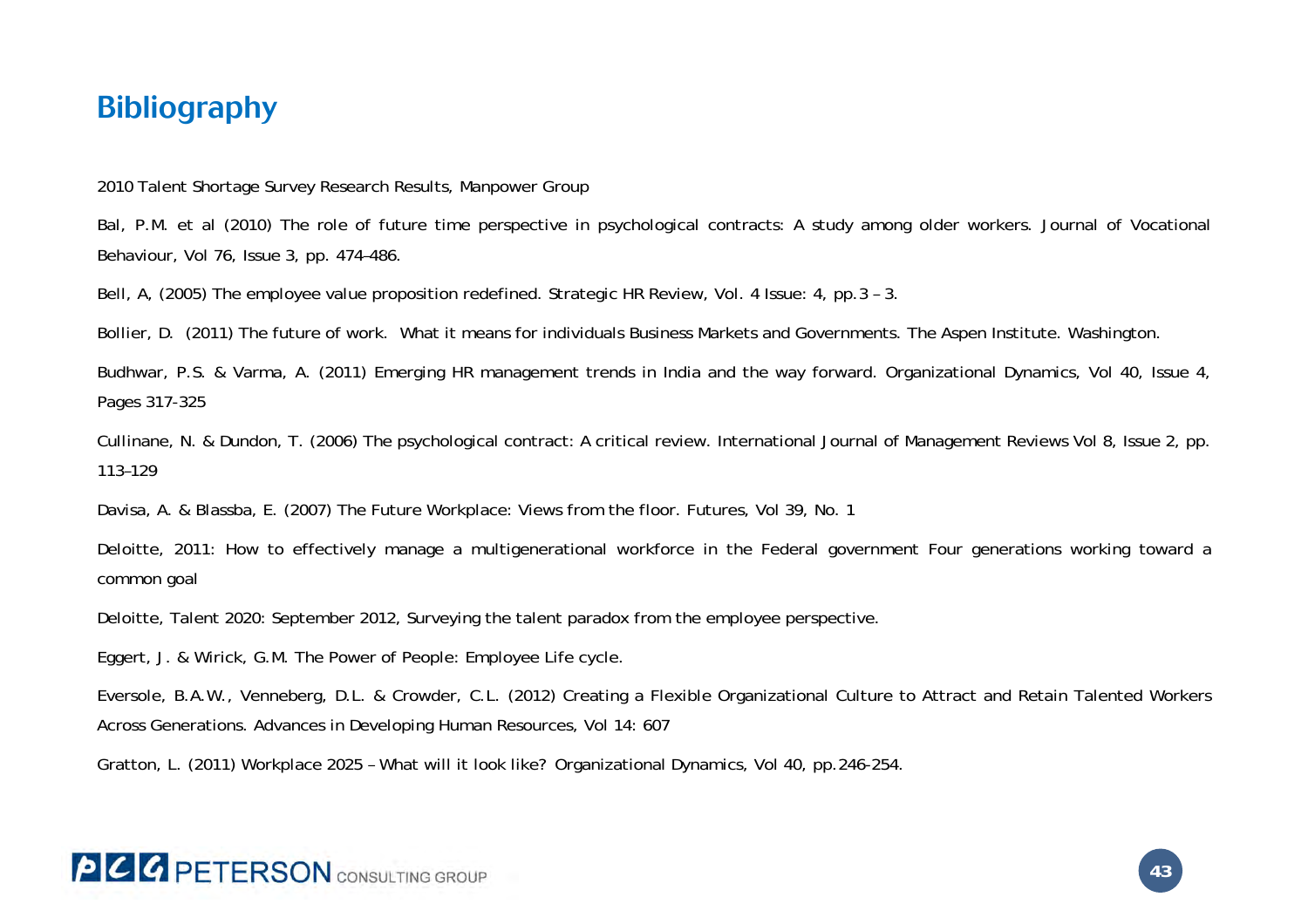# Bibliography

2010 Talent Shortage Survey Research Results, Manpower Group

Bal, P.M. et al (2010) The role of future time perspective in psychological contracts: A study among older workers. Journal of Vocational Behaviour, Vol 76, Issue 3, pp. 474–486.

Bell, A, (2005) The employee value proposition redefined. Strategic HR Review, Vol. 4 Issue: 4, pp.3 – 3.

Bollier, D. (2011) The future of work. What it means for individuals Business Markets and Governments. The Aspen Institute. Washington.

Budhwar, P.S. & Varma, A. (2011) Emerging HR management trends in India and the way forward. Organizational Dynamics, Vol 40, Issue 4, Pages 317-325

Cullinane, N. & Dundon, T. (2006) The psychological contract: A critical review. International Journal of Management Reviews Vol 8, Issue 2, pp. 113–129

Davisa, A. & Blassba, E. (2007) The Future Workplace: Views from the floor. Futures, Vol 39, No. 1

Deloitte, 2011: How to effectively manage a multigenerational workforce in the Federal government Four generations working toward a common goal

Deloitte, Talent 2020: September 2012, Surveying the talent paradox from the employee perspective.

Eggert, J. & Wirick, G.M. The Power of People: Employee Life cycle.

Eversole, B.A.W., Venneberg, D.L. & Crowder, C.L. (2012) Creating a Flexible Organizational Culture to Attract and Retain Talented Workers Across Generations. Advances in Developing Human Resources, Vol 14: 607

Gratton, L. (2011) Workplace 2025 – What will it look like? Organizational Dynamics, Vol 40, pp.246-254.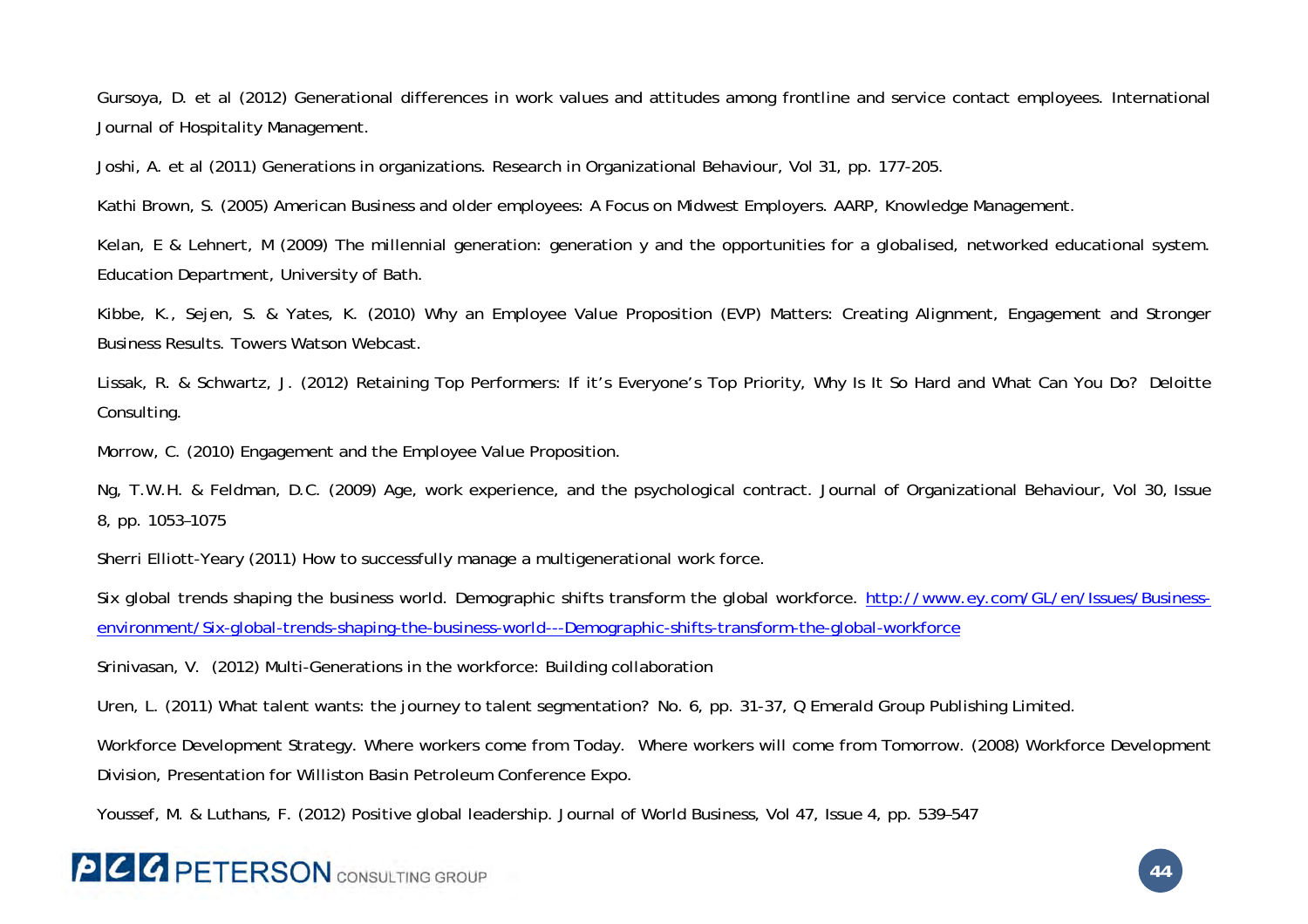Gursoya, D. et al (2012) Generational differences in work values and attitudes among frontline and service contact employees. International Journal of Hospitality Management.

Joshi, A. et al (2011) Generations in organizations. Research in Organizational Behaviour, Vol 31, pp. 177-205.

Kathi Brown, S. (2005) American Business and older employees: A Focus on Midwest Employers. AARP, Knowledge Management.

Kelan, E & Lehnert, M (2009) The millennial generation: generation y and the opportunities for a globalised, networked educational system. Education Department, University of Bath.

Kibbe, K., Sejen, S. & Yates, K. (2010) Why an Employee Value Proposition (EVP) Matters: Creating Alignment, Engagement and Stronger Business Results. Towers Watson Webcast.

Lissak, R. & Schwartz, J. (2012) Retaining Top Performers: If it's Everyone's Top Priority, Why Is It So Hard and What Can You Do? Deloitte Consulting.

Morrow, C. (2010) Engagement and the Employee Value Proposition.

Ng, T.W.H. & Feldman, D.C. (2009) Age, work experience, and the psychological contract. Journal of Organizational Behaviour, Vol 30, Issue 8, pp. 1053–1075

Sherri Elliott-Yeary (2011) How to successfully manage a multigenerational work force.

Six global trends shaping the business world. Demographic shifts transform the global workforce. http://www.ey.com/GL/en/Issues/Business-environment/Six-global-trends-shaping-the-business-world---Demographic-shifts-transform-the-global-workforce

Srinivasan, V. (2012) Multi-Generations in the workforce: Building collaboration

Uren, L. (2011) What talent wants: the journey to talent segmentation? No. 6, pp. 31-37, Q Emerald Group Publishing Limited.

Workforce Development Strategy. Where workers come from Today. Where workers will come from Tomorrow. (2008) Workforce Development Division, Presentation for Williston Basin Petroleum Conference Expo.

Youssef, M. & Luthans, F. (2012) Positive global leadership. Journal of World Business, Vol 47, Issue 4, pp. 539–547

PCG PETERSON CONSULTING GROUP